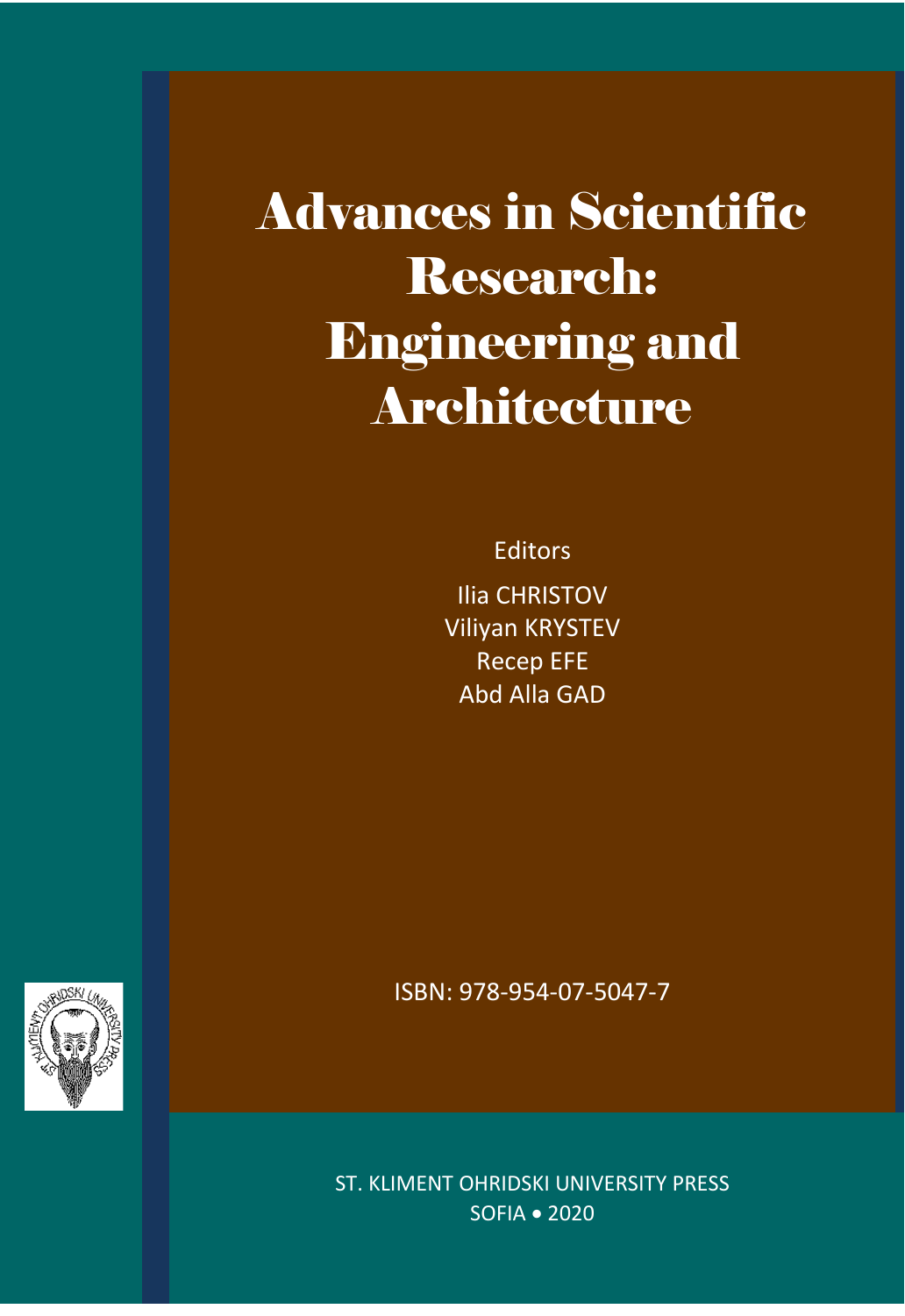# Advances in Scientific Research: Engineering and Architecture

Editors

Ilia CHRISTOV
Viliyan KRYSTEV
Recep EFE
Abd Alla GAD

ISBN: 978-954-07-5047-7

ST. KLIMENT OHRIDSKI UNIVERSITY PRESS
SOFIA • 2020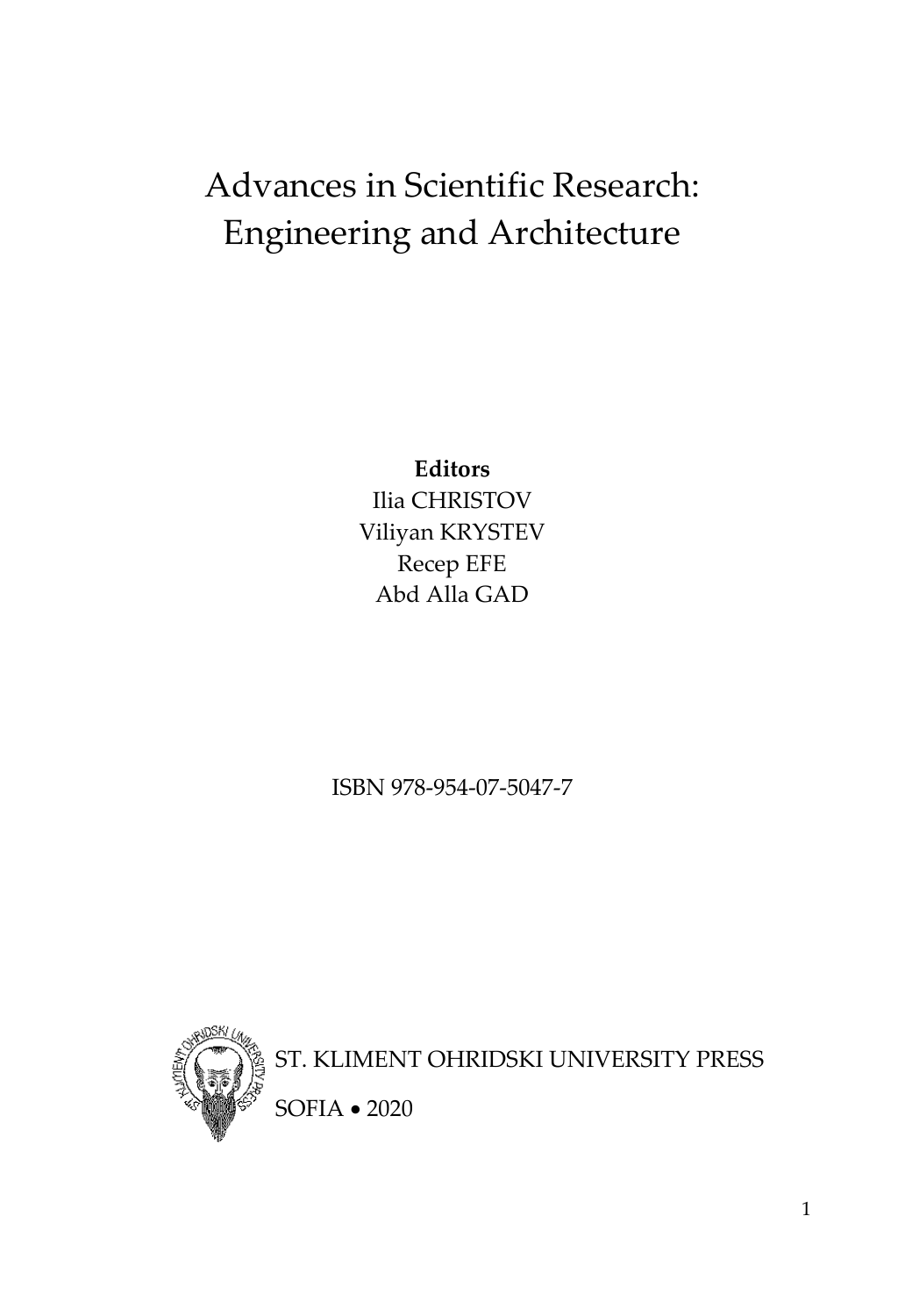# Advances in Scientific Research: Engineering and Architecture

**Editors**

Ilia CHRISTOV

Viliyan KRYSTEV

Recep EFE

Abd Alla GAD

ISBN 978-954-07-5047-7

ST. KLIMENT OHRIDSKI UNIVERSITY PRESS

SOFIA • 2020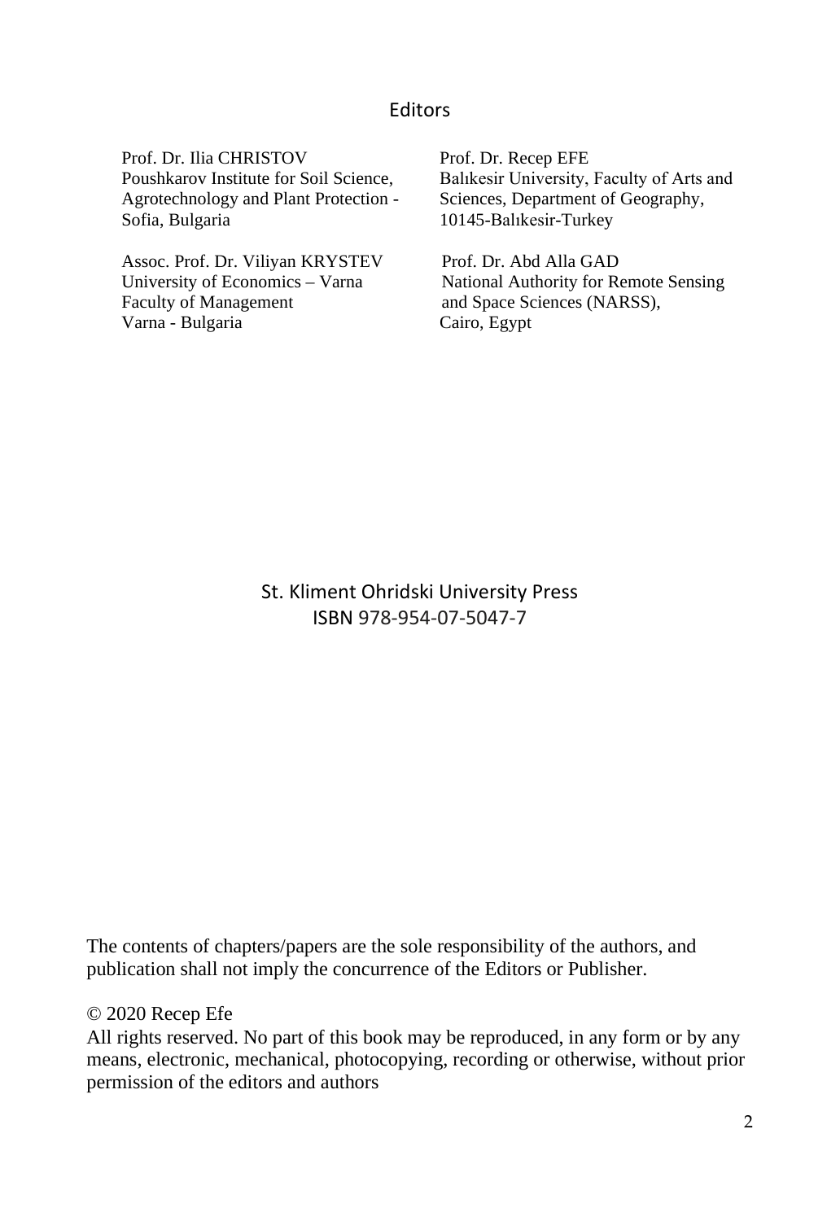## Editors

Prof. Dr. Ilia CHRISTOV
Poushkarov Institute for Soil Science, Agrotechnology and Plant Protection - Sofia, Bulgaria

Prof. Dr. Recep EFE
Balıkesir University, Faculty of Arts and Sciences, Department of Geography, 10145-Balıkesir-Turkey

Assoc. Prof. Dr. Viliyan KRYSTEV
University of Economics – Varna
Faculty of Management
Varna - Bulgaria

Prof. Dr. Abd Alla GAD
National Authority for Remote Sensing and Space Sciences (NARSS), Cairo, Egypt

St. Kliment Ohridski University Press
ISBN 978-954-07-5047-7

The contents of chapters/papers are the sole responsibility of the authors, and publication shall not imply the concurrence of the Editors or Publisher.

© 2020 Recep Efe
All rights reserved. No part of this book may be reproduced, in any form or by any means, electronic, mechanical, photocopying, recording or otherwise, without prior permission of the editors and authors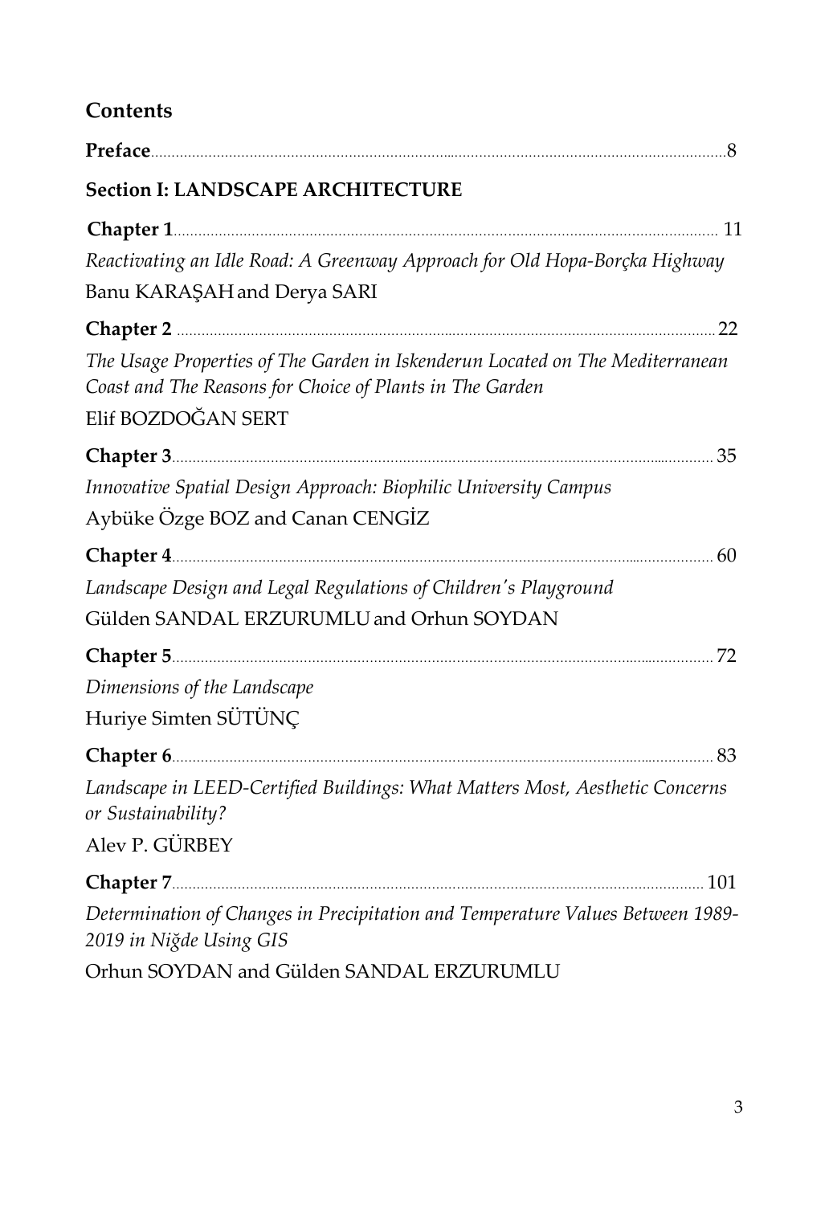## Contents

**Preface**........................................................................................................................8

**Section I: LANDSCAPE ARCHITECTURE**

**Chapter 1**........................................................................................................................11

*Reactivating an Idle Road: A Greenway Approach for Old Hopa-Borçka Highway*

Banu KARAŞAH and Derya SARI

**Chapter 2**........................................................................................................................22

*The Usage Properties of The Garden in Iskenderun Located on The Mediterranean Coast and The Reasons for Choice of Plants in The Garden*

Elif BOZDOĞAN SERT

**Chapter 3**........................................................................................................................35

*Innovative Spatial Design Approach: Biophilic University Campus*

Aybüke Özge BOZ and Canan CENGİZ

**Chapter 4**........................................................................................................................60

*Landscape Design and Legal Regulations of Children's Playground*

Gülden SANDAL ERZURUMLU and Orhun SOYDAN

**Chapter 5**........................................................................................................................72

*Dimensions of the Landscape*

Huriye Simten SÜTÜNÇ

**Chapter 6**........................................................................................................................83

*Landscape in LEED-Certified Buildings: What Matters Most, Aesthetic Concerns or Sustainability?*

Alev P. GÜRBEY

**Chapter 7**........................................................................................................................101

*Determination of Changes in Precipitation and Temperature Values Between 1989-2019 in Niğde Using GIS*

Orhun SOYDAN and Gülden SANDAL ERZURUMLU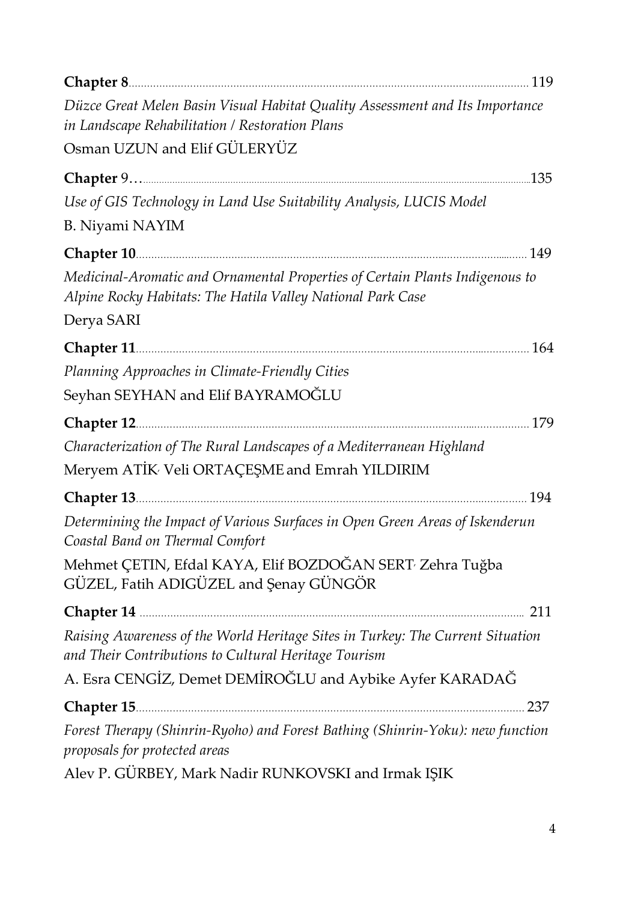**Chapter 8**......................................................................................................................... 119

*Düzce Great Melen Basin Visual Habitat Quality Assessment and Its Importance in Landscape Rehabilitation / Restoration Plans*

Osman UZUN and Elif GÜLERYÜZ

**Chapter** 9…......................................................................................................................135

*Use of GIS Technology in Land Use Suitability Analysis, LUCIS Model*

B. Niyami NAYIM

**Chapter 10**........................................................................................................................ 149

*Medicinal-Aromatic and Ornamental Properties of Certain Plants Indigenous to Alpine Rocky Habitats: The Hatila Valley National Park Case*

Derya SARI

**Chapter 11**........................................................................................................................ 164

*Planning Approaches in Climate-Friendly Cities*

Seyhan SEYHAN and Elif BAYRAMOĞLU

**Chapter 12**........................................................................................................................ 179

*Characterization of The Rural Landscapes of a Mediterranean Highland*

Meryem ATİK, Veli ORTAÇEŞME and Emrah YILDIRIM

**Chapter 13**........................................................................................................................ 194

*Determining the Impact of Various Surfaces in Open Green Areas of Iskenderun Coastal Band on Thermal Comfort*

Mehmet ÇETIN, Efdal KAYA, Elif BOZDOĞAN SERT, Zehra Tuğba GÜZEL, Fatih ADIGÜZEL and Şenay GÜNGÖR

**Chapter 14** ...................................................................................................................... 211

*Raising Awareness of the World Heritage Sites in Turkey: The Current Situation and Their Contributions to Cultural Heritage Tourism*

A. Esra CENGİZ, Demet DEMİROĞLU and Aybike Ayfer KARADAĞ

**Chapter 15**........................................................................................................................ 237

*Forest Therapy (Shinrin-Ryoho) and Forest Bathing (Shinrin-Yoku): new function proposals for protected areas*

Alev P. GÜRBEY, Mark Nadir RUNKOVSKI and Irmak IŞIK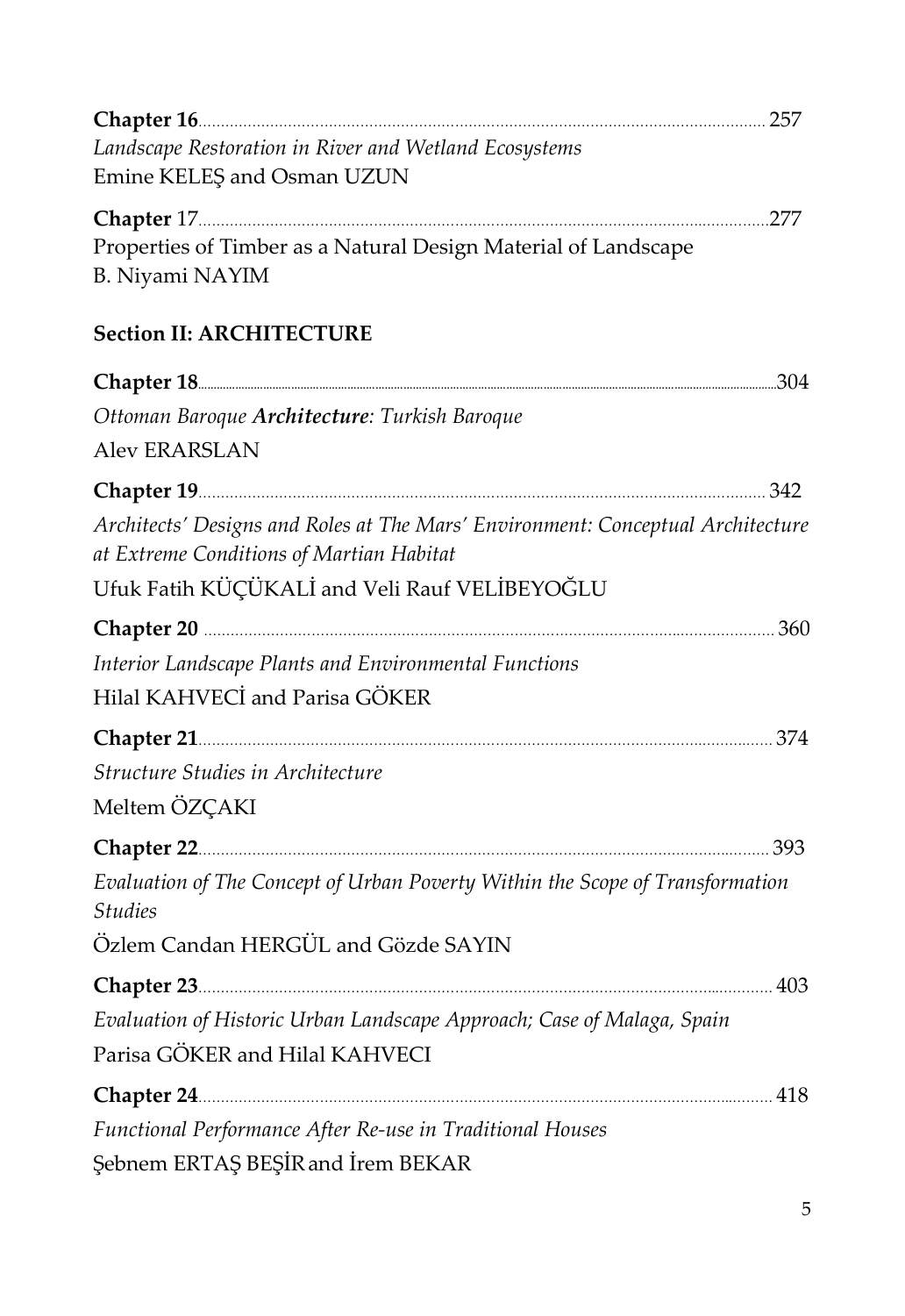**Chapter 16**............................................................................................................... 257

*Landscape Restoration in River and Wetland Ecosystems*

Emine KELEŞ and Osman UZUN

**Chapter** 17...............................................................................................................277

Properties of Timber as a Natural Design Material of Landscape

B. Niyami NAYIM

**Section II: ARCHITECTURE**

**Chapter 18**...............................................................................................................304

*Ottoman Baroque **Architecture**: Turkish Baroque*

Alev ERARSLAN

**Chapter 19**............................................................................................................... 342

*Architects' Designs and Roles at The Mars' Environment: Conceptual Architecture at Extreme Conditions of Martian Habitat*

Ufuk Fatih KÜÇÜKALİ and Veli Rauf VELİBEYOĞLU

**Chapter 20** ............................................................................................................... 360

*Interior Landscape Plants and Environmental Functions*

Hilal KAHVECİ and Parisa GÖKER

**Chapter 21**............................................................................................................... 374

*Structure Studies in Architecture*

Meltem ÖZÇAKI

**Chapter 22**............................................................................................................... 393

*Evaluation of The Concept of Urban Poverty Within the Scope of Transformation Studies*

Özlem Candan HERGÜL and Gözde SAYIN

**Chapter 23**............................................................................................................... 403

*Evaluation of Historic Urban Landscape Approach; Case of Malaga, Spain*

Parisa GÖKER and Hilal KAHVECI

**Chapter 24**............................................................................................................... 418

*Functional Performance After Re-use in Traditional Houses*

Şebnem ERTAŞ BEŞİR and İrem BEKAR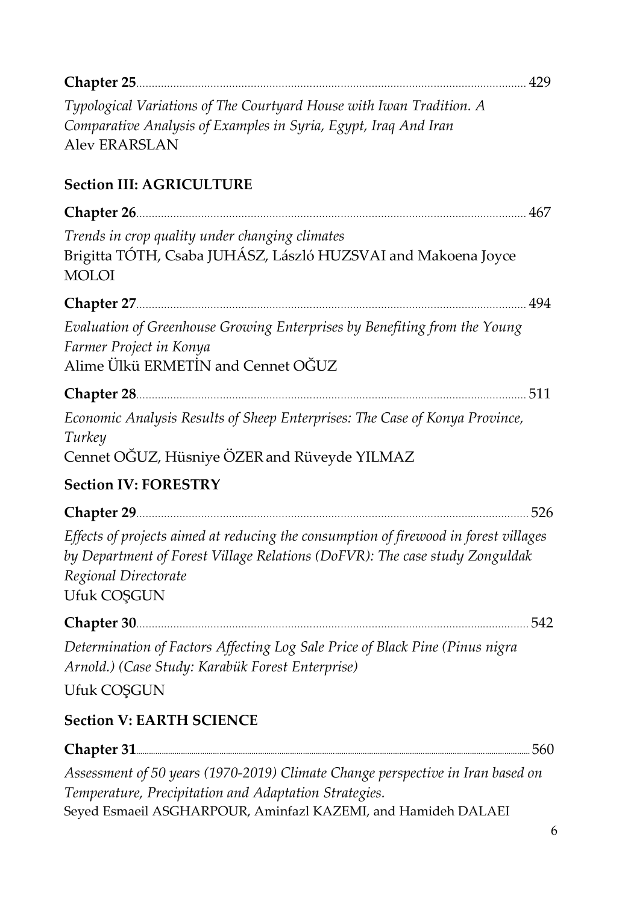**Chapter 25**............................................................................................................................ 429

*Typological Variations of The Courtyard House with Iwan Tradition. A Comparative Analysis of Examples in Syria, Egypt, Iraq And Iran*
Alev ERARSLAN

**Section III: AGRICULTURE**

**Chapter 26**............................................................................................................................ 467

*Trends in crop quality under changing climates*
Brigitta TÓTH, Csaba JUHÁSZ, László HUZSVAI and Makoena Joyce MOLOI

**Chapter 27**............................................................................................................................ 494

*Evaluation of Greenhouse Growing Enterprises by Benefiting from the Young Farmer Project in Konya*
Alime Ülkü ERMETİN and Cennet OĞUZ

**Chapter 28**............................................................................................................................ 511

*Economic Analysis Results of Sheep Enterprises: The Case of Konya Province, Turkey*
Cennet OĞUZ, Hüsniye ÖZER and Rüveyde YILMAZ

**Section IV: FORESTRY**

**Chapter 29**............................................................................................................................ 526

*Effects of projects aimed at reducing the consumption of firewood in forest villages by Department of Forest Village Relations (DoFVR): The case study Zonguldak Regional Directorate*
Ufuk COŞGUN

**Chapter 30**............................................................................................................................ 542

*Determination of Factors Affecting Log Sale Price of Black Pine (Pinus nigra Arnold.) (Case Study: Karabük Forest Enterprise)*
Ufuk COŞGUN

**Section V: EARTH SCIENCE**

**Chapter 31**............................................................................................................................ 560

*Assessment of 50 years (1970-2019) Climate Change perspective in Iran based on Temperature, Precipitation and Adaptation Strategies.*
Seyed Esmaeil ASGHARPOUR, Aminfazl KAZEMI, and Hamideh DALAEI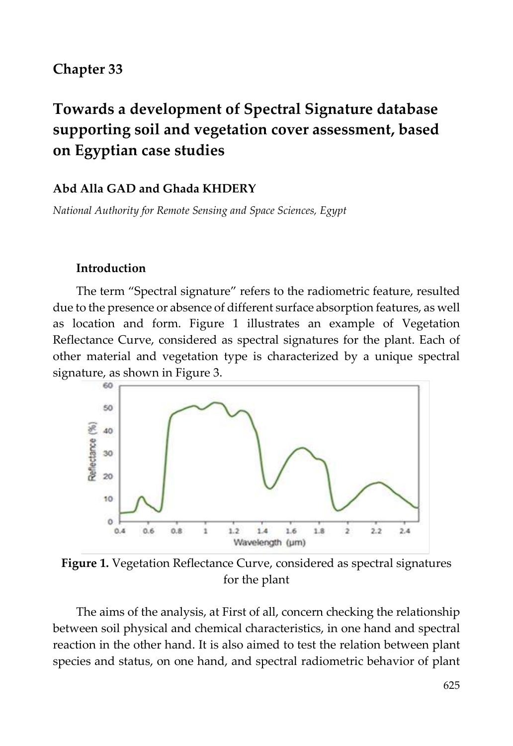## Chapter 33

# Towards a development of Spectral Signature database supporting soil and vegetation cover assessment, based on Egyptian case studies

**Abd Alla GAD and Ghada KHDERY**

*National Authority for Remote Sensing and Space Sciences, Egypt*

### Introduction

The term "Spectral signature" refers to the radiometric feature, resulted due to the presence or absence of different surface absorption features, as well as location and form. Figure 1 illustrates an example of Vegetation Reflectance Curve, considered as spectral signatures for the plant. Each of other material and vegetation type is characterized by a unique spectral signature, as shown in Figure 3.

**Figure 1.** Vegetation Reflectance Curve, considered as spectral signatures for the plant

The aims of the analysis, at First of all, concern checking the relationship between soil physical and chemical characteristics, in one hand and spectral reaction in the other hand. It is also aimed to test the relation between plant species and status, on one hand, and spectral radiometric behavior of plant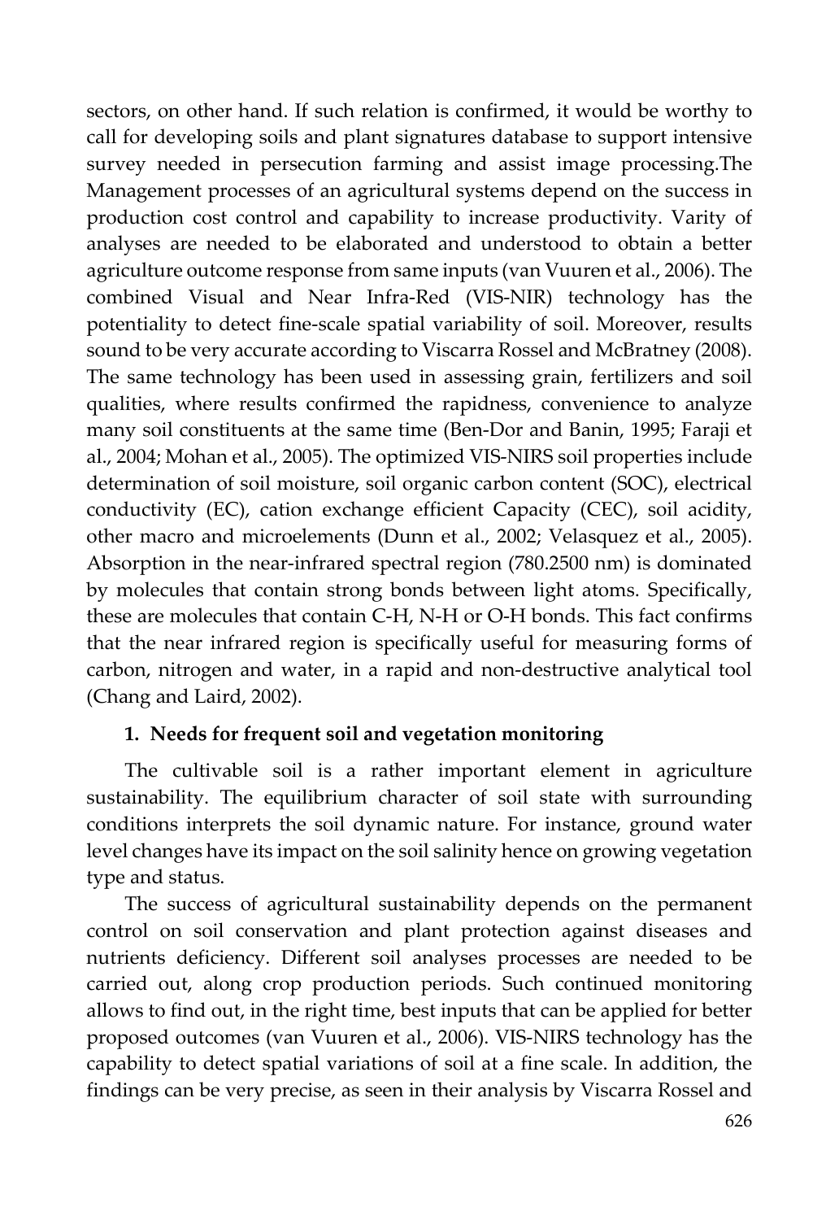sectors, on other hand. If such relation is confirmed, it would be worthy to call for developing soils and plant signatures database to support intensive survey needed in persecution farming and assist image processing.The Management processes of an agricultural systems depend on the success in production cost control and capability to increase productivity. Varity of analyses are needed to be elaborated and understood to obtain a better agriculture outcome response from same inputs (van Vuuren et al., 2006). The combined Visual and Near Infra-Red (VIS-NIR) technology has the potentiality to detect fine-scale spatial variability of soil. Moreover, results sound to be very accurate according to Viscarra Rossel and McBratney (2008). The same technology has been used in assessing grain, fertilizers and soil qualities, where results confirmed the rapidness, convenience to analyze many soil constituents at the same time (Ben-Dor and Banin, 1995; Faraji et al., 2004; Mohan et al., 2005). The optimized VIS-NIRS soil properties include determination of soil moisture, soil organic carbon content (SOC), electrical conductivity (EC), cation exchange efficient Capacity (CEC), soil acidity, other macro and microelements (Dunn et al., 2002; Velasquez et al., 2005). Absorption in the near-infrared spectral region (780.2500 nm) is dominated by molecules that contain strong bonds between light atoms. Specifically, these are molecules that contain C-H, N-H or O-H bonds. This fact confirms that the near infrared region is specifically useful for measuring forms of carbon, nitrogen and water, in a rapid and non-destructive analytical tool (Chang and Laird, 2002).

## 1. Needs for frequent soil and vegetation monitoring

The cultivable soil is a rather important element in agriculture sustainability. The equilibrium character of soil state with surrounding conditions interprets the soil dynamic nature. For instance, ground water level changes have its impact on the soil salinity hence on growing vegetation type and status.

The success of agricultural sustainability depends on the permanent control on soil conservation and plant protection against diseases and nutrients deficiency. Different soil analyses processes are needed to be carried out, along crop production periods. Such continued monitoring allows to find out, in the right time, best inputs that can be applied for better proposed outcomes (van Vuuren et al., 2006). VIS-NIRS technology has the capability to detect spatial variations of soil at a fine scale. In addition, the findings can be very precise, as seen in their analysis by Viscarra Rossel and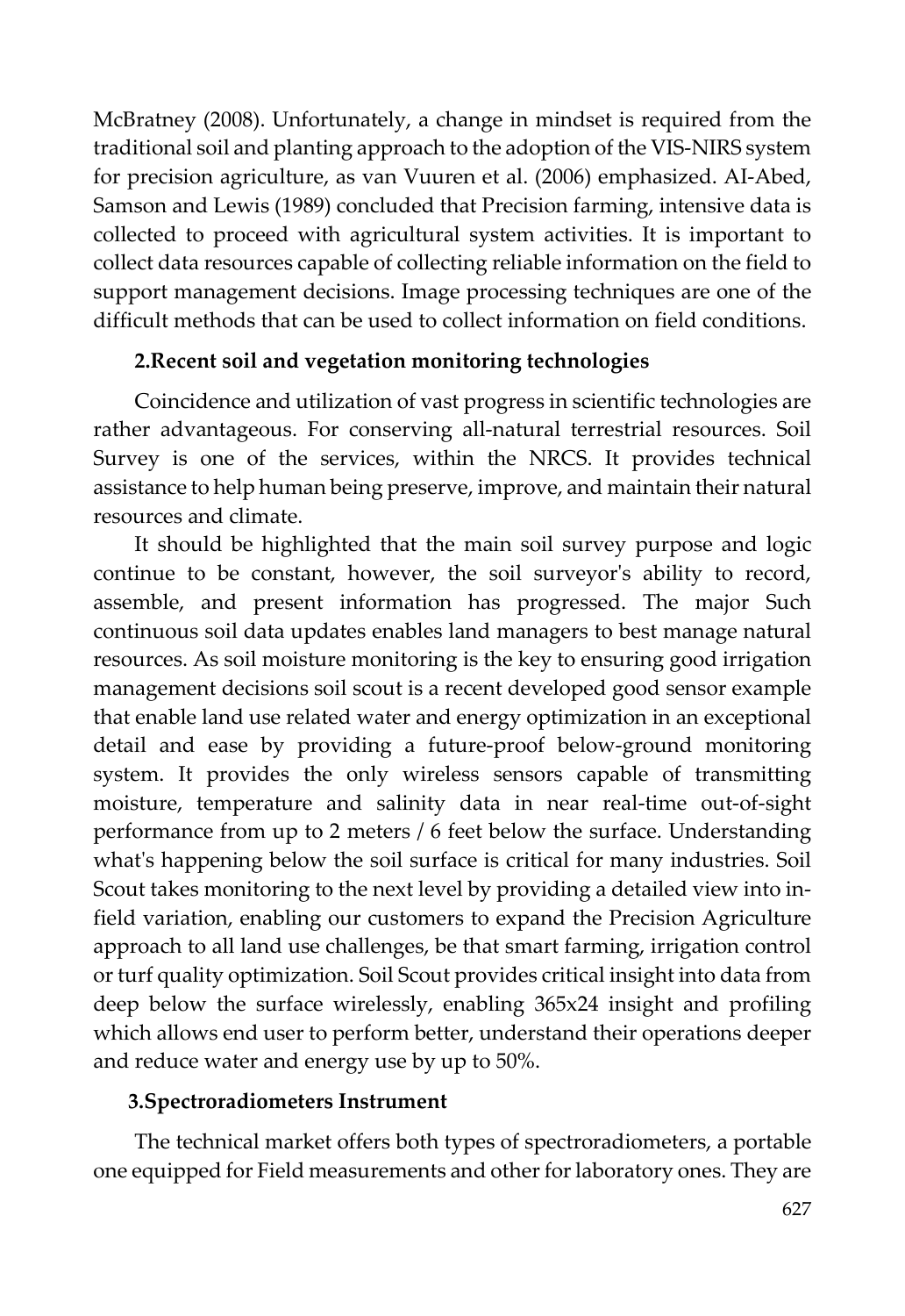McBratney (2008). Unfortunately, a change in mindset is required from the traditional soil and planting approach to the adoption of the VIS-NIRS system for precision agriculture, as van Vuuren et al. (2006) emphasized. AI-Abed, Samson and Lewis (1989) concluded that Precision farming, intensive data is collected to proceed with agricultural system activities. It is important to collect data resources capable of collecting reliable information on the field to support management decisions. Image processing techniques are one of the difficult methods that can be used to collect information on field conditions.

## 2.Recent soil and vegetation monitoring technologies

Coincidence and utilization of vast progress in scientific technologies are rather advantageous. For conserving all-natural terrestrial resources. Soil Survey is one of the services, within the NRCS. It provides technical assistance to help human being preserve, improve, and maintain their natural resources and climate.

It should be highlighted that the main soil survey purpose and logic continue to be constant, however, the soil surveyor's ability to record, assemble, and present information has progressed. The major Such continuous soil data updates enables land managers to best manage natural resources. As soil moisture monitoring is the key to ensuring good irrigation management decisions soil scout is a recent developed good sensor example that enable land use related water and energy optimization in an exceptional detail and ease by providing a future-proof below-ground monitoring system. It provides the only wireless sensors capable of transmitting moisture, temperature and salinity data in near real-time out-of-sight performance from up to 2 meters / 6 feet below the surface. Understanding what's happening below the soil surface is critical for many industries. Soil Scout takes monitoring to the next level by providing a detailed view into in-field variation, enabling our customers to expand the Precision Agriculture approach to all land use challenges, be that smart farming, irrigation control or turf quality optimization. Soil Scout provides critical insight into data from deep below the surface wirelessly, enabling 365x24 insight and profiling which allows end user to perform better, understand their operations deeper and reduce water and energy use by up to 50%.

## 3.Spectroradiometers Instrument

The technical market offers both types of spectroradiometers, a portable one equipped for Field measurements and other for laboratory ones. They are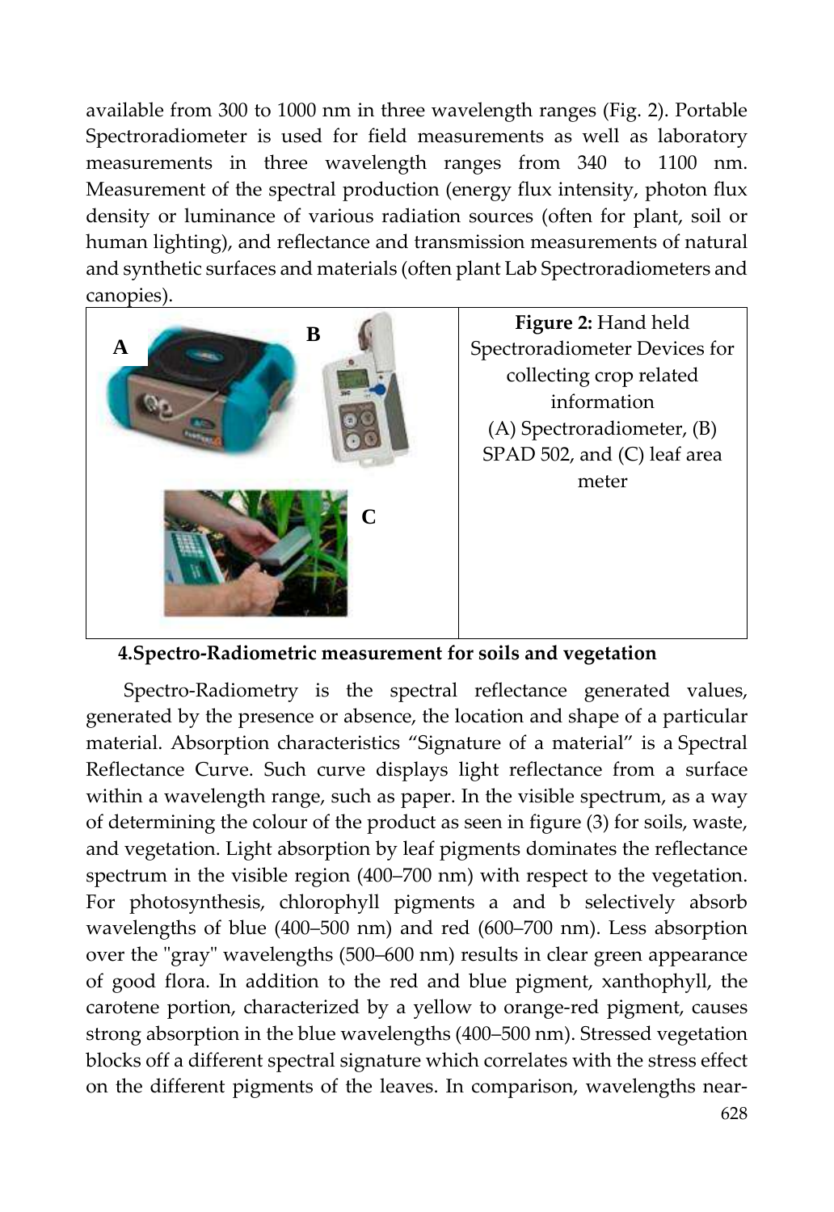available from 300 to 1000 nm in three wavelength ranges (Fig. 2). Portable Spectroradiometer is used for field measurements as well as laboratory measurements in three wavelength ranges from 340 to 1100 nm. Measurement of the spectral production (energy flux intensity, photon flux density or luminance of various radiation sources (often for plant, soil or human lighting), and reflectance and transmission measurements of natural and synthetic surfaces and materials (often plant Lab Spectroradiometers and canopies).

**Figure 2:** Hand held Spectroradiometer Devices for collecting crop related information (A) Spectroradiometer, (B) SPAD 502, and (C) leaf area meter

## 4.Spectro-Radiometric measurement for soils and vegetation

Spectro-Radiometry is the spectral reflectance generated values, generated by the presence or absence, the location and shape of a particular material. Absorption characteristics "Signature of a material" is a Spectral Reflectance Curve. Such curve displays light reflectance from a surface within a wavelength range, such as paper. In the visible spectrum, as a way of determining the colour of the product as seen in figure (3) for soils, waste, and vegetation. Light absorption by leaf pigments dominates the reflectance spectrum in the visible region (400–700 nm) with respect to the vegetation. For photosynthesis, chlorophyll pigments a and b selectively absorb wavelengths of blue (400–500 nm) and red (600–700 nm). Less absorption over the "gray" wavelengths (500–600 nm) results in clear green appearance of good flora. In addition to the red and blue pigment, xanthophyll, the carotene portion, characterized by a yellow to orange-red pigment, causes strong absorption in the blue wavelengths (400–500 nm). Stressed vegetation blocks off a different spectral signature which correlates with the stress effect on the different pigments of the leaves. In comparison, wavelengths near-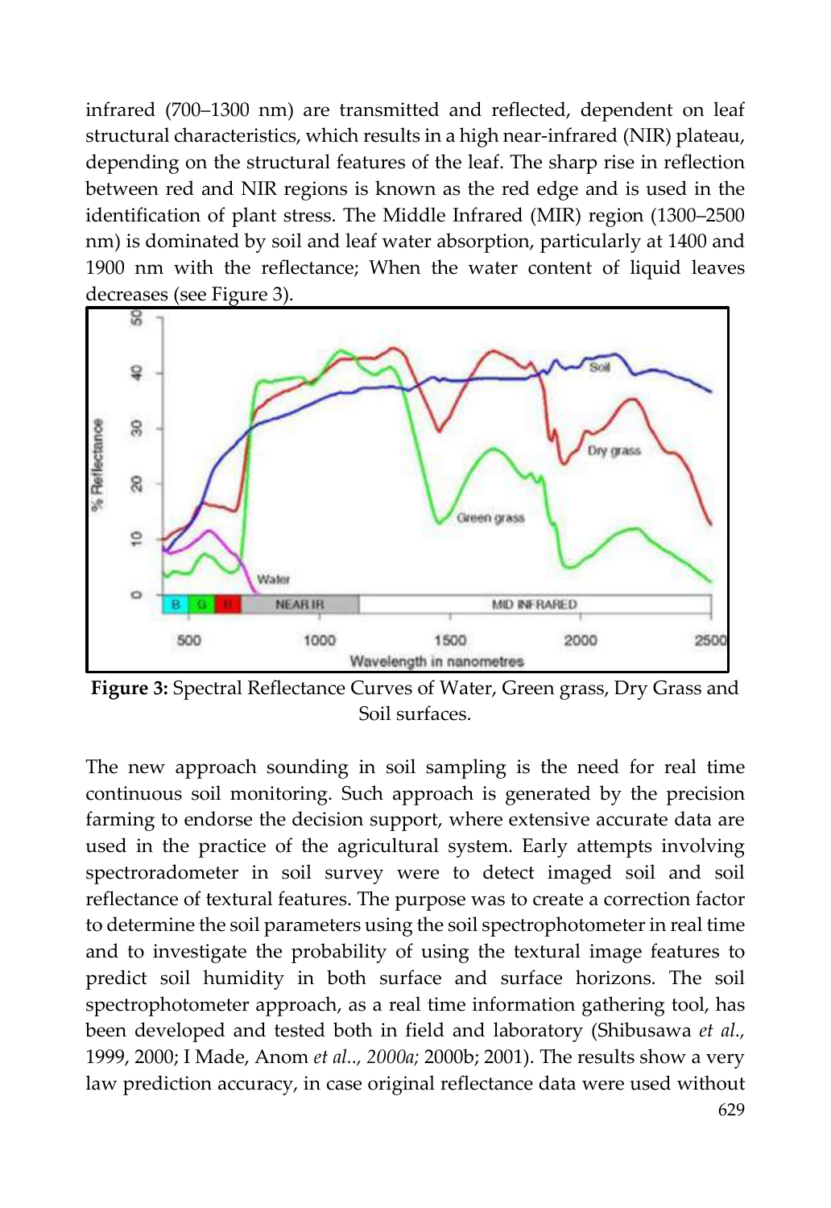infrared (700–1300 nm) are transmitted and reflected, dependent on leaf structural characteristics, which results in a high near-infrared (NIR) plateau, depending on the structural features of the leaf. The sharp rise in reflection between red and NIR regions is known as the red edge and is used in the identification of plant stress. The Middle Infrared (MIR) region (1300–2500 nm) is dominated by soil and leaf water absorption, particularly at 1400 and 1900 nm with the reflectance; When the water content of liquid leaves decreases (see Figure 3).

**Figure 3:** Spectral Reflectance Curves of Water, Green grass, Dry Grass and Soil surfaces.

The new approach sounding in soil sampling is the need for real time continuous soil monitoring. Such approach is generated by the precision farming to endorse the decision support, where extensive accurate data are used in the practice of the agricultural system. Early attempts involving spectroradometer in soil survey were to detect imaged soil and soil reflectance of textural features. The purpose was to create a correction factor to determine the soil parameters using the soil spectrophotometer in real time and to investigate the probability of using the textural image features to predict soil humidity in both surface and surface horizons. The soil spectrophotometer approach, as a real time information gathering tool, has been developed and tested both in field and laboratory (Shibusawa *et al.*, 1999, 2000; I Made, Anom *et al.., 2000a;* 2000b; 2001). The results show a very law prediction accuracy, in case original reflectance data were used without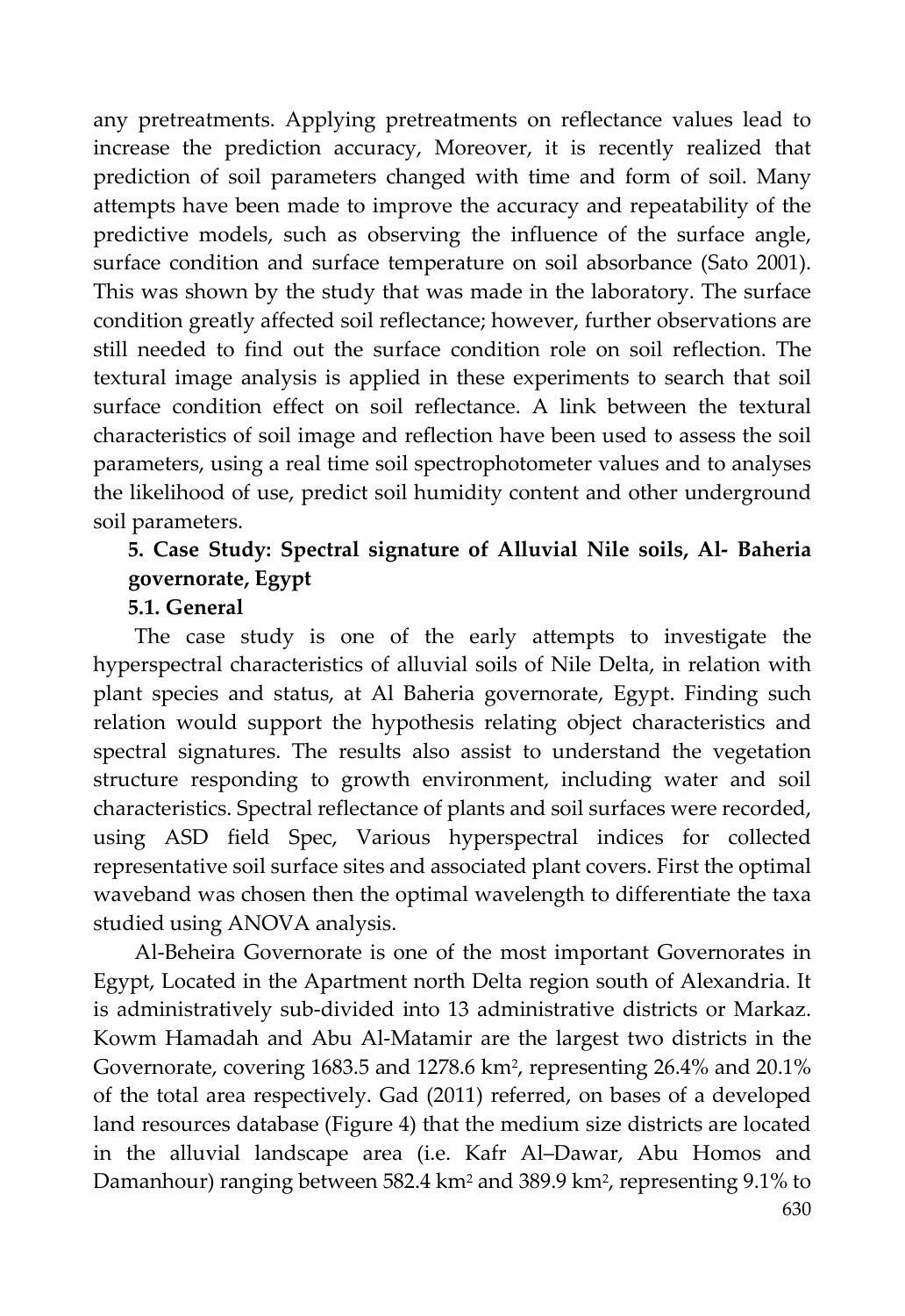any pretreatments. Applying pretreatments on reflectance values lead to increase the prediction accuracy, Moreover, it is recently realized that prediction of soil parameters changed with time and form of soil. Many attempts have been made to improve the accuracy and repeatability of the predictive models, such as observing the influence of the surface angle, surface condition and surface temperature on soil absorbance (Sato 2001). This was shown by the study that was made in the laboratory. The surface condition greatly affected soil reflectance; however, further observations are still needed to find out the surface condition role on soil reflection. The textural image analysis is applied in these experiments to search that soil surface condition effect on soil reflectance. A link between the textural characteristics of soil image and reflection have been used to assess the soil parameters, using a real time soil spectrophotometer values and to analyses the likelihood of use, predict soil humidity content and other underground soil parameters.

## 5. Case Study: Spectral signature of Alluvial Nile soils, Al- Baheria governorate, Egypt

### 5.1. General

The case study is one of the early attempts to investigate the hyperspectral characteristics of alluvial soils of Nile Delta, in relation with plant species and status, at Al Baheria governorate, Egypt. Finding such relation would support the hypothesis relating object characteristics and spectral signatures. The results also assist to understand the vegetation structure responding to growth environment, including water and soil characteristics. Spectral reflectance of plants and soil surfaces were recorded, using ASD field Spec, Various hyperspectral indices for collected representative soil surface sites and associated plant covers. First the optimal waveband was chosen then the optimal wavelength to differentiate the taxa studied using ANOVA analysis.

Al-Beheira Governorate is one of the most important Governorates in Egypt, Located in the Apartment north Delta region south of Alexandria. It is administratively sub-divided into 13 administrative districts or Markaz. Kowm Hamadah and Abu Al-Matamir are the largest two districts in the Governorate, covering 1683.5 and 1278.6 km$^2$, representing 26.4% and 20.1% of the total area respectively. Gad (2011) referred, on bases of a developed land resources database (Figure 4) that the medium size districts are located in the alluvial landscape area (i.e. Kafr Al–Dawar, Abu Homos and Damanhour) ranging between 582.4 km$^2$ and 389.9 km$^2$, representing 9.1% to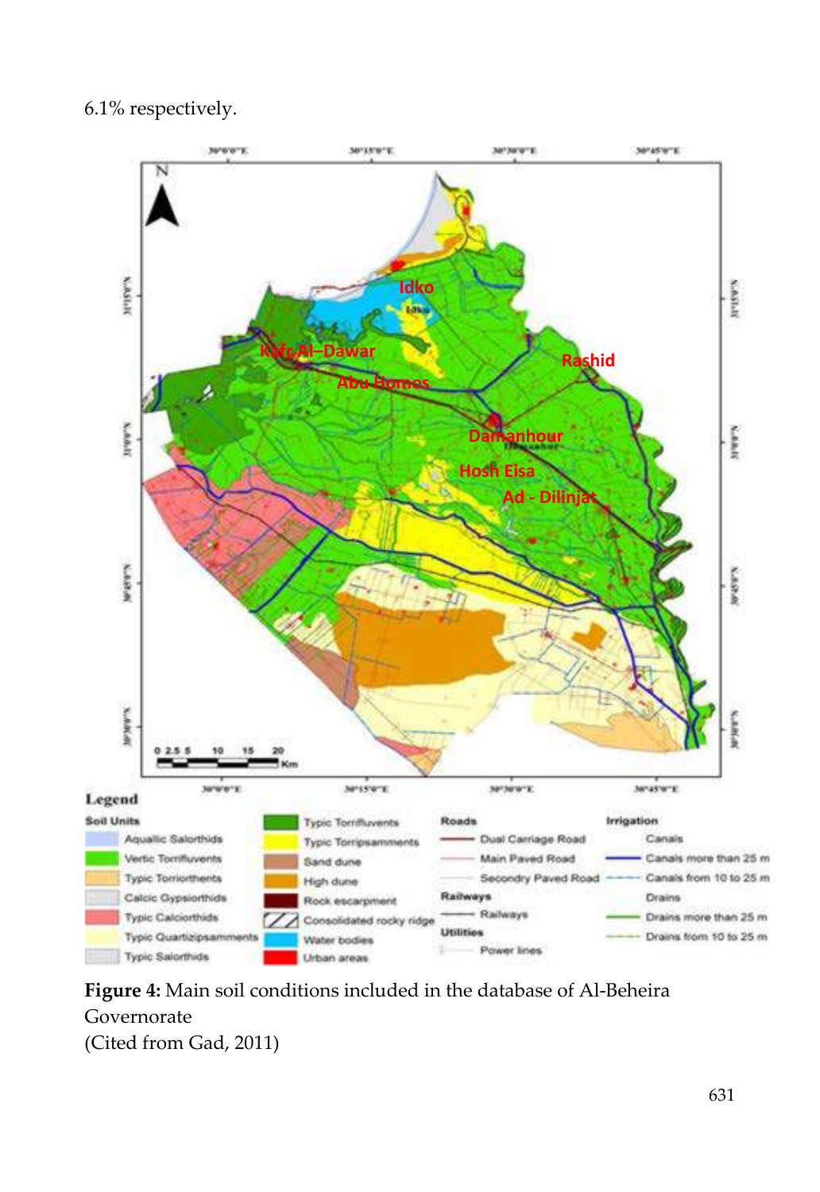6.1% respectively.

**Figure 4:** Main soil conditions included in the database of Al-Beheira Governorate
(Cited from Gad, 2011)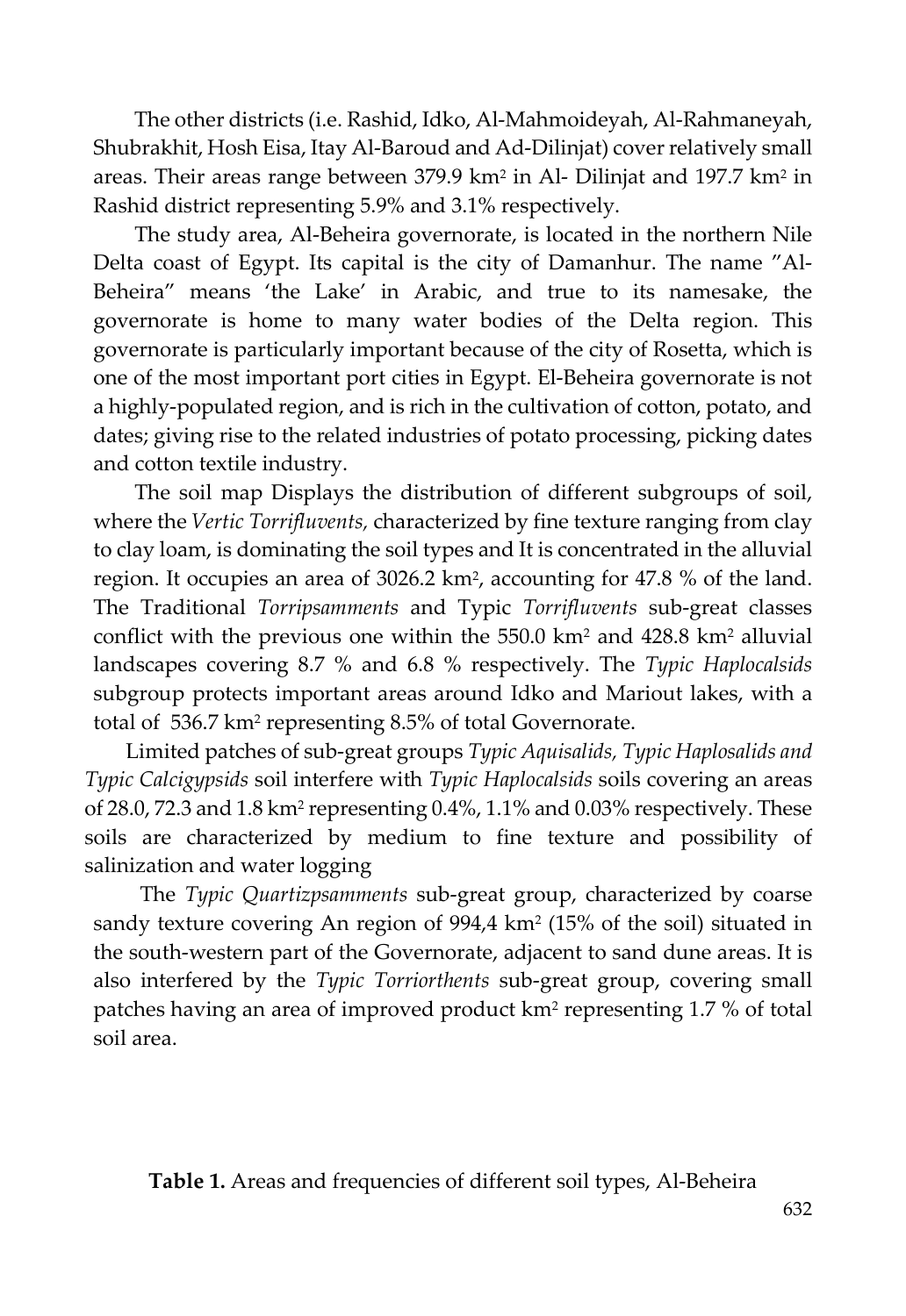The other districts (i.e. Rashid, Idko, Al-Mahmoideyah, Al-Rahmaneyah, Shubrakhit, Hosh Eisa, Itay Al-Baroud and Ad-Dilinjat) cover relatively small areas. Their areas range between 379.9 km$^2$ in Al- Dilinjat and 197.7 km$^2$ in Rashid district representing 5.9% and 3.1% respectively.

The study area, Al-Beheira governorate, is located in the northern Nile Delta coast of Egypt. Its capital is the city of Damanhur. The name "Al-Beheira" means 'the Lake' in Arabic, and true to its namesake, the governorate is home to many water bodies of the Delta region. This governorate is particularly important because of the city of Rosetta, which is one of the most important port cities in Egypt. El-Beheira governorate is not a highly-populated region, and is rich in the cultivation of cotton, potato, and dates; giving rise to the related industries of potato processing, picking dates and cotton textile industry.

The soil map Displays the distribution of different subgroups of soil, where the *Vertic Torrifluvents,* characterized by fine texture ranging from clay to clay loam, is dominating the soil types and It is concentrated in the alluvial region. It occupies an area of 3026.2 km$^2$, accounting for 47.8 % of the land. The Traditional *Torripsamments* and Typic *Torrifluvents* sub-great classes conflict with the previous one within the 550.0 km$^2$ and 428.8 km$^2$ alluvial landscapes covering 8.7 % and 6.8 % respectively. The *Typic Haplocalsids* subgroup protects important areas around Idko and Mariout lakes, with a total of 536.7 km$^2$ representing 8.5% of total Governorate.

Limited patches of sub-great groups *Typic Aquisalids, Typic Haplosalids and Typic Calcigypsids* soil interfere with *Typic Haplocalsids* soils covering an areas of 28.0, 72.3 and 1.8 km$^2$ representing 0.4%, 1.1% and 0.03% respectively. These soils are characterized by medium to fine texture and possibility of salinization and water logging

The *Typic Quartizpsamments* sub-great group, characterized by coarse sandy texture covering An region of 994,4 km$^2$ (15% of the soil) situated in the south-western part of the Governorate, adjacent to sand dune areas. It is also interfered by the *Typic Torriorthents* sub-great group, covering small patches having an area of improved product km$^2$ representing 1.7 % of total soil area.

**Table 1.** Areas and frequencies of different soil types, Al-Beheira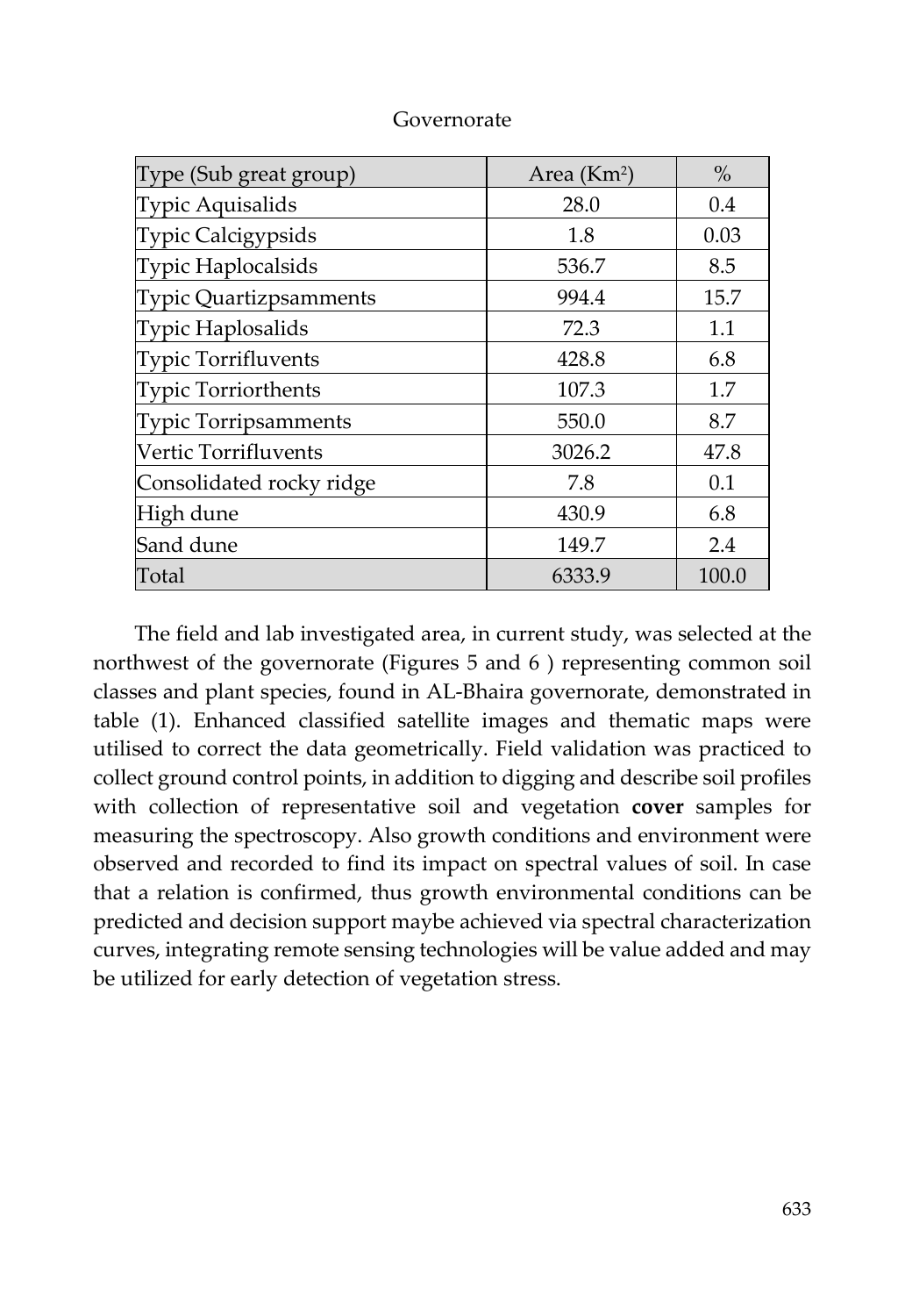Governorate

| Type (Sub great group) | Area ($Km^2$) | % |
|---|---|---|
| Typic Aquisalids | 28.0 | 0.4 |
| Typic Calcigypsids | 1.8 | 0.03 |
| Typic Haplocalsids | 536.7 | 8.5 |
| Typic Quartizpsamments | 994.4 | 15.7 |
| Typic Haplosalids | 72.3 | 1.1 |
| Typic Torrifluvents | 428.8 | 6.8 |
| Typic Torriorthents | 107.3 | 1.7 |
| Typic Torripsamments | 550.0 | 8.7 |
| Vertic Torrifluvents | 3026.2 | 47.8 |
| Consolidated rocky ridge | 7.8 | 0.1 |
| High dune | 430.9 | 6.8 |
| Sand dune | 149.7 | 2.4 |
| Total | 6333.9 | 100.0 |

The field and lab investigated area, in current study, was selected at the northwest of the governorate (Figures 5 and 6 ) representing common soil classes and plant species, found in AL-Bhaira governorate, demonstrated in table (1). Enhanced classified satellite images and thematic maps were utilised to correct the data geometrically. Field validation was practiced to collect ground control points, in addition to digging and describe soil profiles with collection of representative soil and vegetation **cover** samples for measuring the spectroscopy. Also growth conditions and environment were observed and recorded to find its impact on spectral values of soil. In case that a relation is confirmed, thus growth environmental conditions can be predicted and decision support maybe achieved via spectral characterization curves, integrating remote sensing technologies will be value added and may be utilized for early detection of vegetation stress.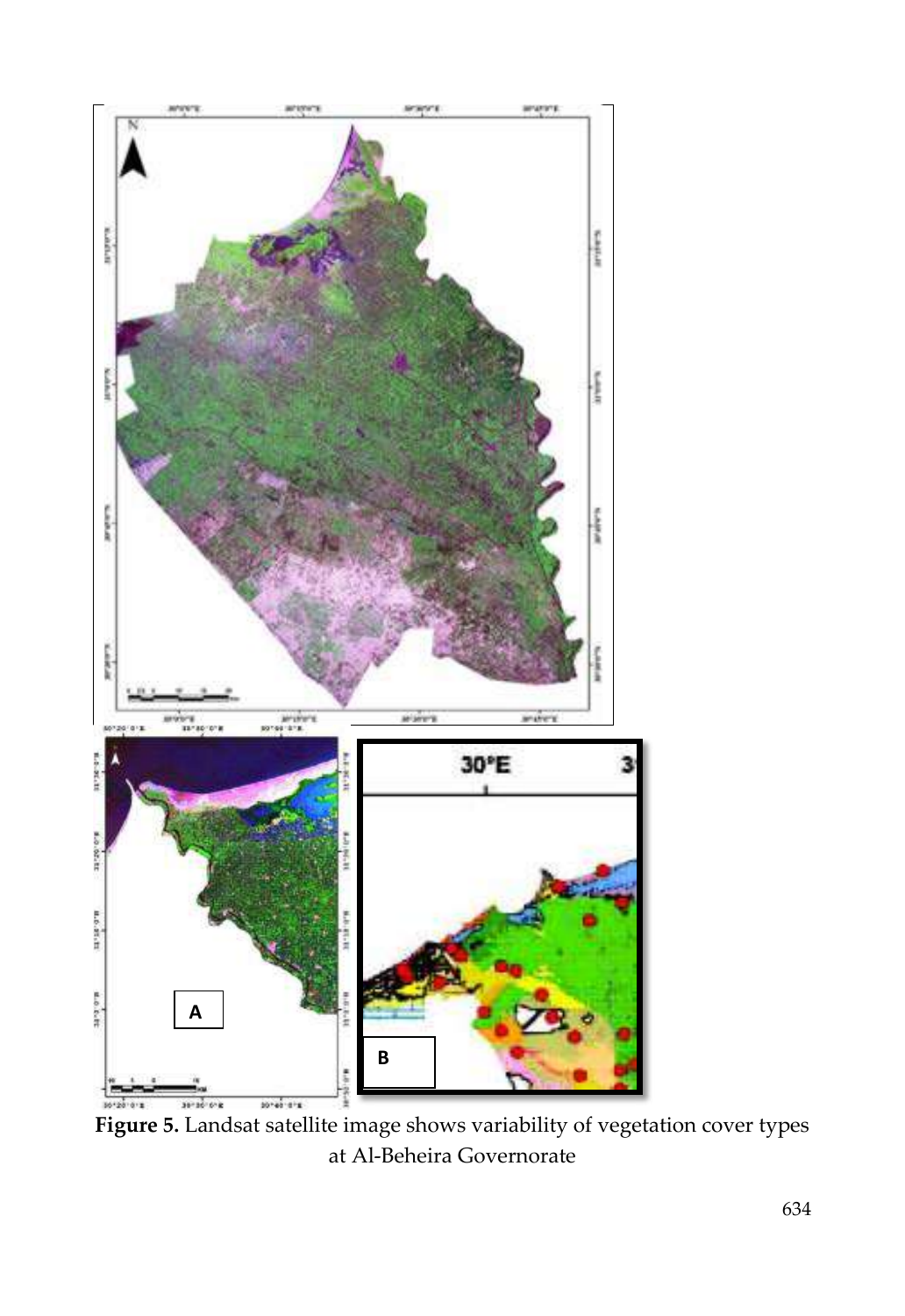**Figure 5.** Landsat satellite image shows variability of vegetation cover types at Al-Beheira Governorate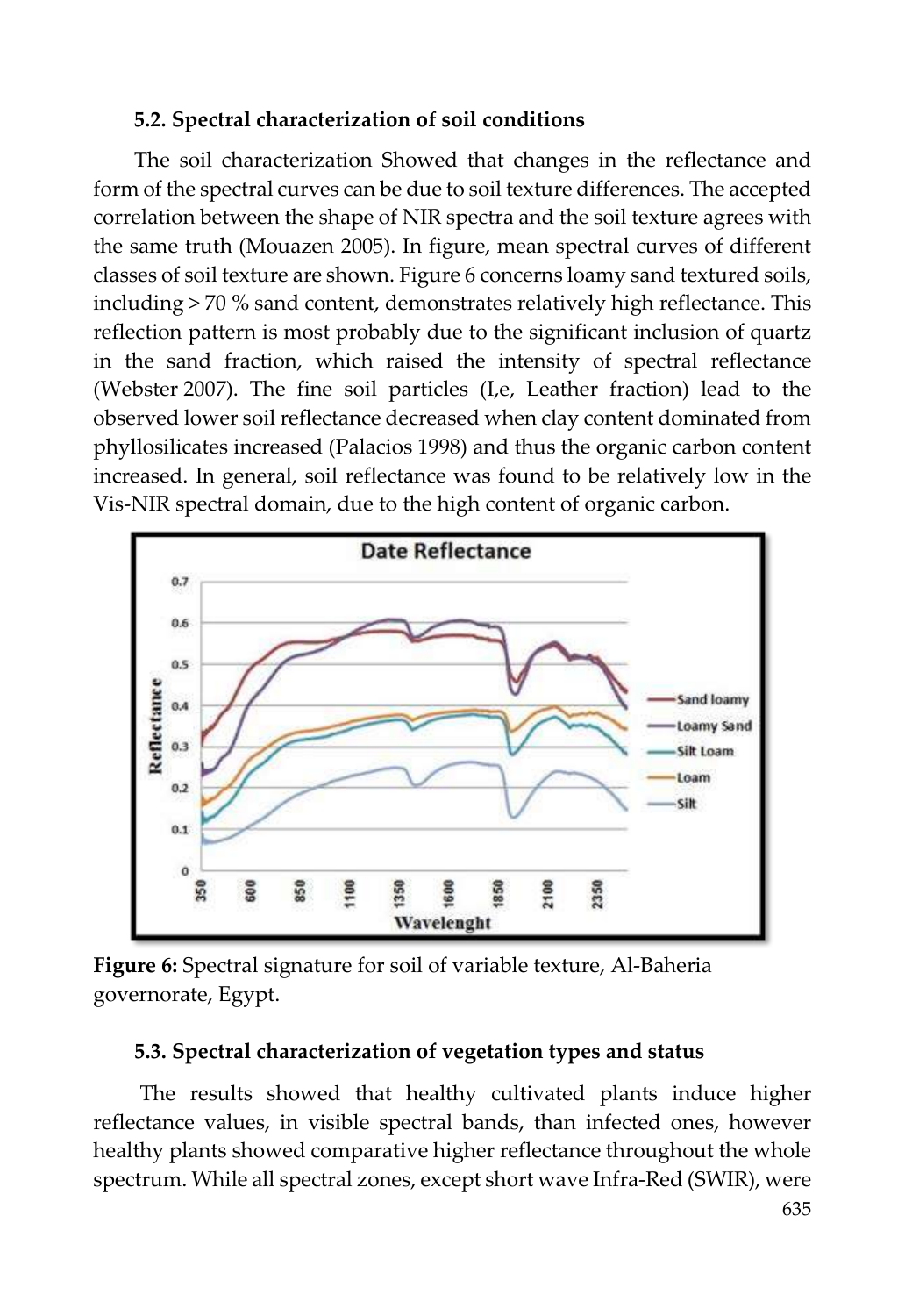### 5.2. Spectral characterization of soil conditions

The soil characterization Showed that changes in the reflectance and form of the spectral curves can be due to soil texture differences. The accepted correlation between the shape of NIR spectra and the soil texture agrees with the same truth (Mouazen 2005). In figure, mean spectral curves of different classes of soil texture are shown. Figure 6 concerns loamy sand textured soils, including > 70 % sand content, demonstrates relatively high reflectance. This reflection pattern is most probably due to the significant inclusion of quartz in the sand fraction, which raised the intensity of spectral reflectance (Webster 2007). The fine soil particles (I,e, Leather fraction) lead to the observed lower soil reflectance decreased when clay content dominated from phyllosilicates increased (Palacios 1998) and thus the organic carbon content increased. In general, soil reflectance was found to be relatively low in the Vis-NIR spectral domain, due to the high content of organic carbon.

**Figure 6:** Spectral signature for soil of variable texture, Al-Baheria governorate, Egypt.

### 5.3. Spectral characterization of vegetation types and status

The results showed that healthy cultivated plants induce higher reflectance values, in visible spectral bands, than infected ones, however healthy plants showed comparative higher reflectance throughout the whole spectrum. While all spectral zones, except short wave Infra-Red (SWIR), were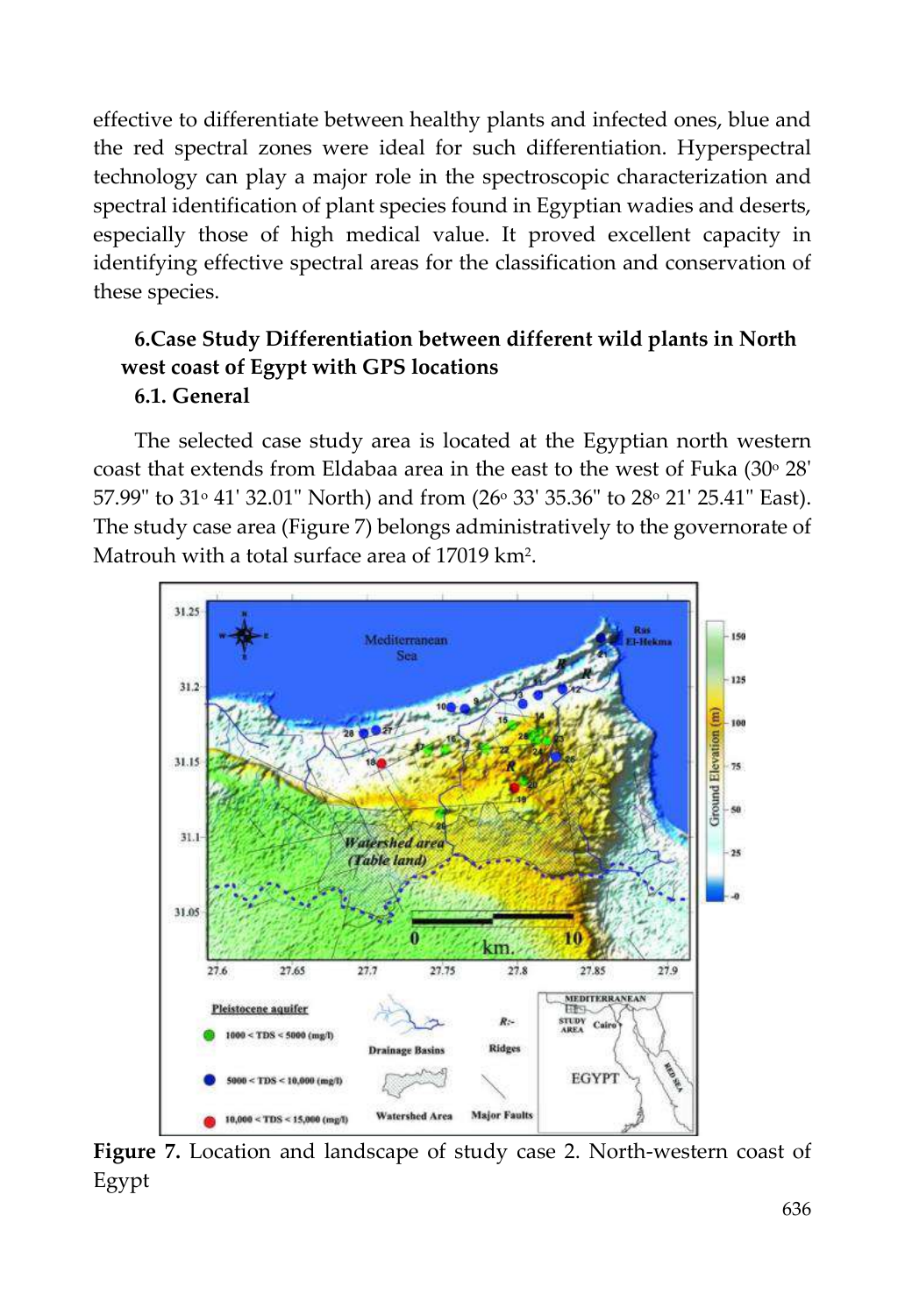effective to differentiate between healthy plants and infected ones, blue and the red spectral zones were ideal for such differentiation. Hyperspectral technology can play a major role in the spectroscopic characterization and spectral identification of plant species found in Egyptian wadies and deserts, especially those of high medical value. It proved excellent capacity in identifying effective spectral areas for the classification and conservation of these species.

## 6.Case Study Differentiation between different wild plants in North west coast of Egypt with GPS locations

### 6.1. General

The selected case study area is located at the Egyptian north western coast that extends from Eldabaa area in the east to the west of Fuka (30° 28' 57.99" to 31° 41' 32.01" North) and from (26° 33' 35.36" to 28° 21' 25.41" East). The study case area (Figure 7) belongs administratively to the governorate of Matrouh with a total surface area of 17019 km$^2$.

**Figure 7.** Location and landscape of study case 2. North-western coast of Egypt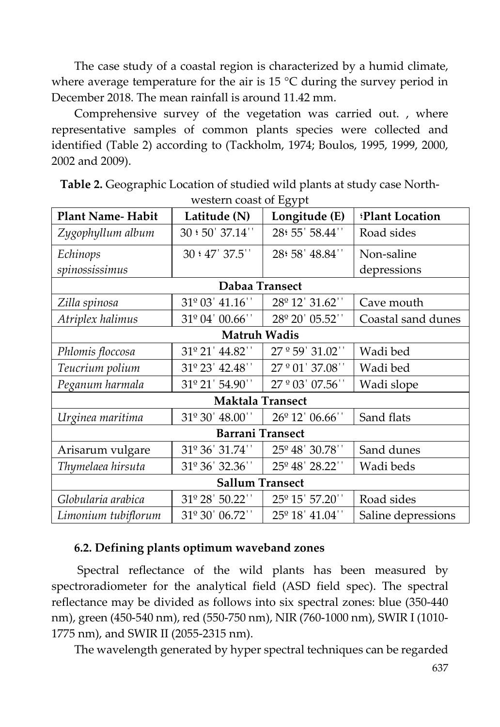The case study of a coastal region is characterized by a humid climate, where average temperature for the air is 15 °C during the survey period in December 2018. The mean rainfall is around 11.42 mm.

Comprehensive survey of the vegetation was carried out. , where representative samples of common plants species were collected and identified (Table 2) according to (Tackholm, 1974; Boulos, 1995, 1999, 2000, 2002 and 2009).

**Table 2.** Geographic Location of studied wild plants at study case North-western coast of Egypt

| Plant Name- Habit | Latitude (N) | Longitude (E) | ؛Plant Location |
|---|---|---|---|
| *Zygophyllum album* | 30 ؛ 50' 37.14'' | 28؛ 55' 58.44'' | Road sides |
| *Echinops spinossissimus* | 30 ؛ 47' 37.5'' | 28؛ 58' 48.84'' | Non-saline depressions |
| **Dabaa Transect** | | | |
| *Zilla spinosa* | 31º 03' 41.16'' | 28º 12' 31.62'' | Cave mouth |
| *Atriplex halimus* | 31º 04' 00.66'' | 28º 20' 05.52'' | Coastal sand dunes |
| **Matruh Wadis** | | | |
| *Phlomis floccosa* | 31º 21' 44.82'' | 27 º 59' 31.02'' | Wadi bed |
| *Teucrium polium* | 31º 23' 42.48'' | 27 º 01' 37.08'' | Wadi bed |
| *Peganum harmala* | 31º 21' 54.90'' | 27 º 03' 07.56'' | Wadi slope |
| **Maktala Transect** | | | |
| *Urginea maritima* | 31º 30' 48.00'' | 26º 12' 06.66'' | Sand flats |
| **Barrani Transect** | | | |
| Arisarum vulgare | 31º 36' 31.74'' | 25º 48' 30.78'' | Sand dunes |
| *Thymelaea hirsuta* | 31º 36' 32.36'' | 25º 48' 28.22'' | Wadi beds |
| **Sallum Transect** | | | |
| *Globularia arabica* | 31º 28' 50.22'' | 25º 15' 57.20'' | Road sides |
| *Limonium tubiflorum* | 31º 30' 06.72'' | 25º 18' 41.04'' | Saline depressions |

### 6.2. Defining plants optimum waveband zones

Spectral reflectance of the wild plants has been measured by spectroradiometer for the analytical field (ASD field spec). The spectral reflectance may be divided as follows into six spectral zones: blue (350-440 nm), green (450-540 nm), red (550-750 nm), NIR (760-1000 nm), SWIR I (1010-1775 nm), and SWIR II (2055-2315 nm).

The wavelength generated by hyper spectral techniques can be regarded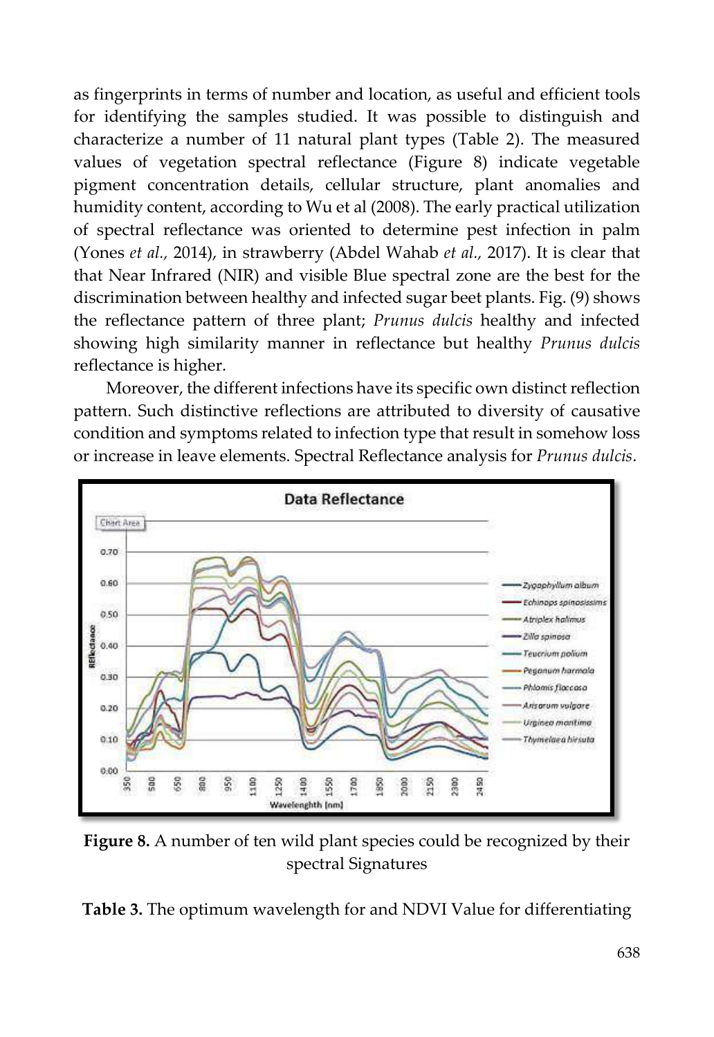as fingerprints in terms of number and location, as useful and efficient tools for identifying the samples studied. It was possible to distinguish and characterize a number of 11 natural plant types (Table 2). The measured values of vegetation spectral reflectance (Figure 8) indicate vegetable pigment concentration details, cellular structure, plant anomalies and humidity content, according to Wu et al (2008). The early practical utilization of spectral reflectance was oriented to determine pest infection in palm (Yones *et al.,* 2014), in strawberry (Abdel Wahab *et al.,* 2017). It is clear that that Near Infrared (NIR) and visible Blue spectral zone are the best for the discrimination between healthy and infected sugar beet plants. Fig. (9) shows the reflectance pattern of three plant; *Prunus dulcis* healthy and infected showing high similarity manner in reflectance but healthy *Prunus dulcis* reflectance is higher.

Moreover, the different infections have its specific own distinct reflection pattern. Such distinctive reflections are attributed to diversity of causative condition and symptoms related to infection type that result in somehow loss or increase in leave elements. Spectral Reflectance analysis for *Prunus dulcis*.

**Figure 8.** A number of ten wild plant species could be recognized by their spectral Signatures

**Table 3.** The optimum wavelength for and NDVI Value for differentiating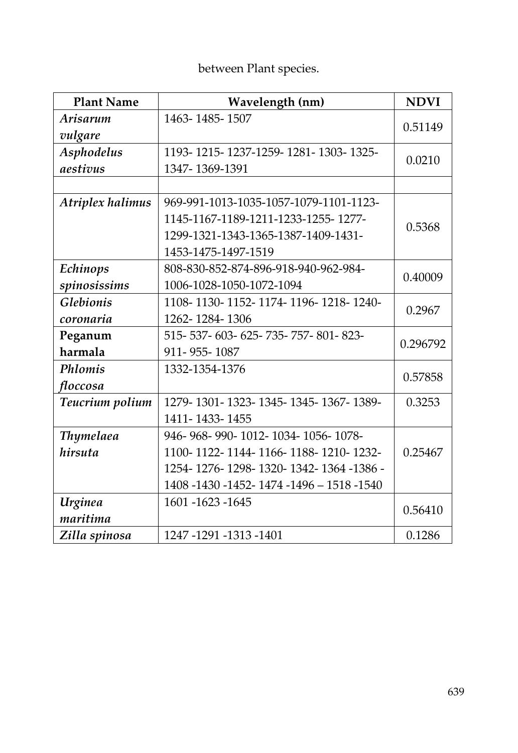between Plant species.

| Plant Name | Wavelength (nm) | NDVI |
|---|---|---|
| *Arisarum vulgare* | 1463- 1485- 1507 | 0.51149 |
| *Asphodelus aestivus* | 1193- 1215- 1237-1259- 1281- 1303- 1325- 1347- 1369-1391 | 0.0210 |
| | | |
| *Atriplex halimus* | 969-991-1013-1035-1057-1079-1101-1123-1145-1167-1189-1211-1233-1255- 1277-1299-1321-1343-1365-1387-1409-1431-1453-1475-1497-1519 | 0.5368 |
| *Echinops spinosissims* | 808-830-852-874-896-918-940-962-984-1006-1028-1050-1072-1094 | 0.40009 |
| *Glebionis coronaria* | 1108- 1130- 1152- 1174- 1196- 1218- 1240-1262- 1284- 1306 | 0.2967 |
| **Peganum harmala** | 515- 537- 603- 625- 735- 757- 801- 823-911- 955- 1087 | 0.296792 |
| *Phlomis floccosa* | 1332-1354-1376 | 0.57858 |
| *Teucrium polium* | 1279- 1301- 1323- 1345- 1345- 1367- 1389-1411- 1433- 1455 | 0.3253 |
| *Thymelaea hirsuta* | 946- 968- 990- 1012- 1034- 1056- 1078-1100- 1122- 1144- 1166- 1188- 1210- 1232-1254- 1276- 1298- 1320- 1342- 1364 -1386 -1408 -1430 -1452- 1474 -1496 – 1518 -1540 | 0.25467 |
| *Urginea maritima* | 1601 -1623 -1645 | 0.56410 |
| *Zilla spinosa* | 1247 -1291 -1313 -1401 | 0.1286 |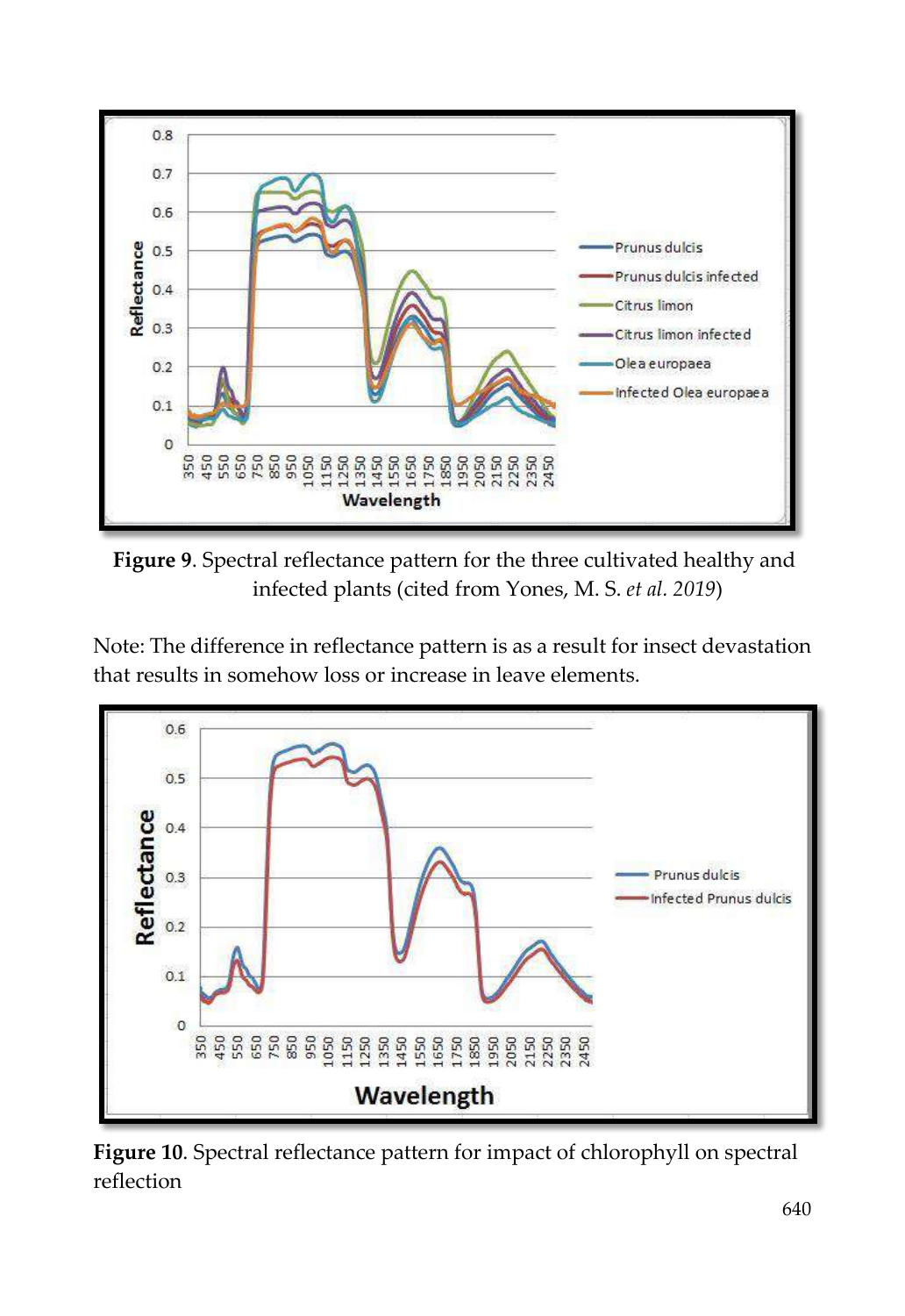**Figure 9**. Spectral reflectance pattern for the three cultivated healthy and infected plants (cited from Yones, M. S. *et al. 2019*)

Note: The difference in reflectance pattern is as a result for insect devastation that results in somehow loss or increase in leave elements.

**Figure 10**. Spectral reflectance pattern for impact of chlorophyll on spectral reflection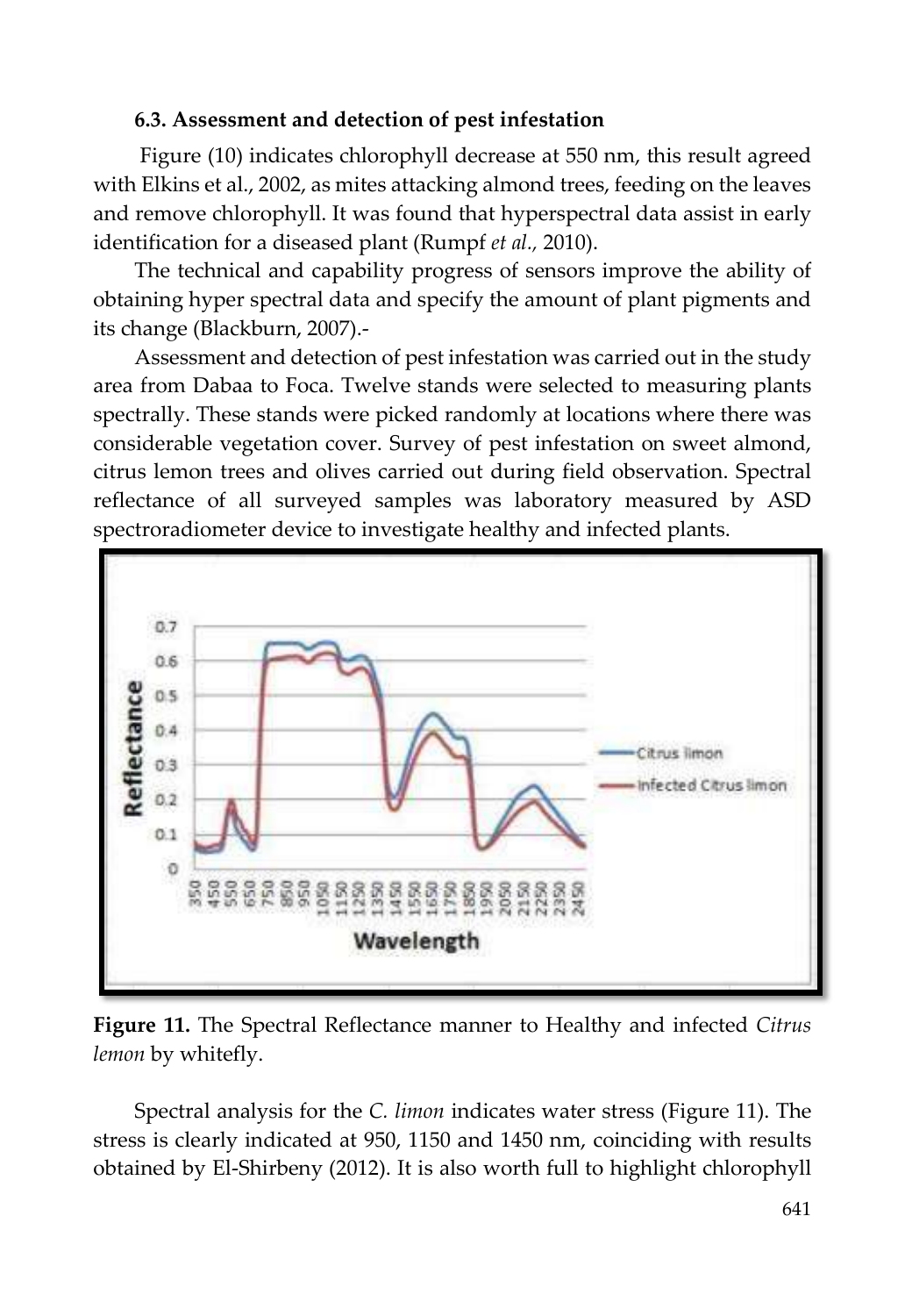### 6.3. Assessment and detection of pest infestation

Figure (10) indicates chlorophyll decrease at 550 nm, this result agreed with Elkins et al., 2002, as mites attacking almond trees, feeding on the leaves and remove chlorophyll. It was found that hyperspectral data assist in early identification for a diseased plant (Rumpf *et al.,* 2010).

The technical and capability progress of sensors improve the ability of obtaining hyper spectral data and specify the amount of plant pigments and its change (Blackburn, 2007).-

Assessment and detection of pest infestation was carried out in the study area from Dabaa to Foca. Twelve stands were selected to measuring plants spectrally. These stands were picked randomly at locations where there was considerable vegetation cover. Survey of pest infestation on sweet almond, citrus lemon trees and olives carried out during field observation. Spectral reflectance of all surveyed samples was laboratory measured by ASD spectroradiometer device to investigate healthy and infected plants.

**Figure 11.** The Spectral Reflectance manner to Healthy and infected *Citrus lemon* by whitefly.

Spectral analysis for the *C. limon* indicates water stress (Figure 11). The stress is clearly indicated at 950, 1150 and 1450 nm, coinciding with results obtained by El-Shirbeny (2012). It is also worth full to highlight chlorophyll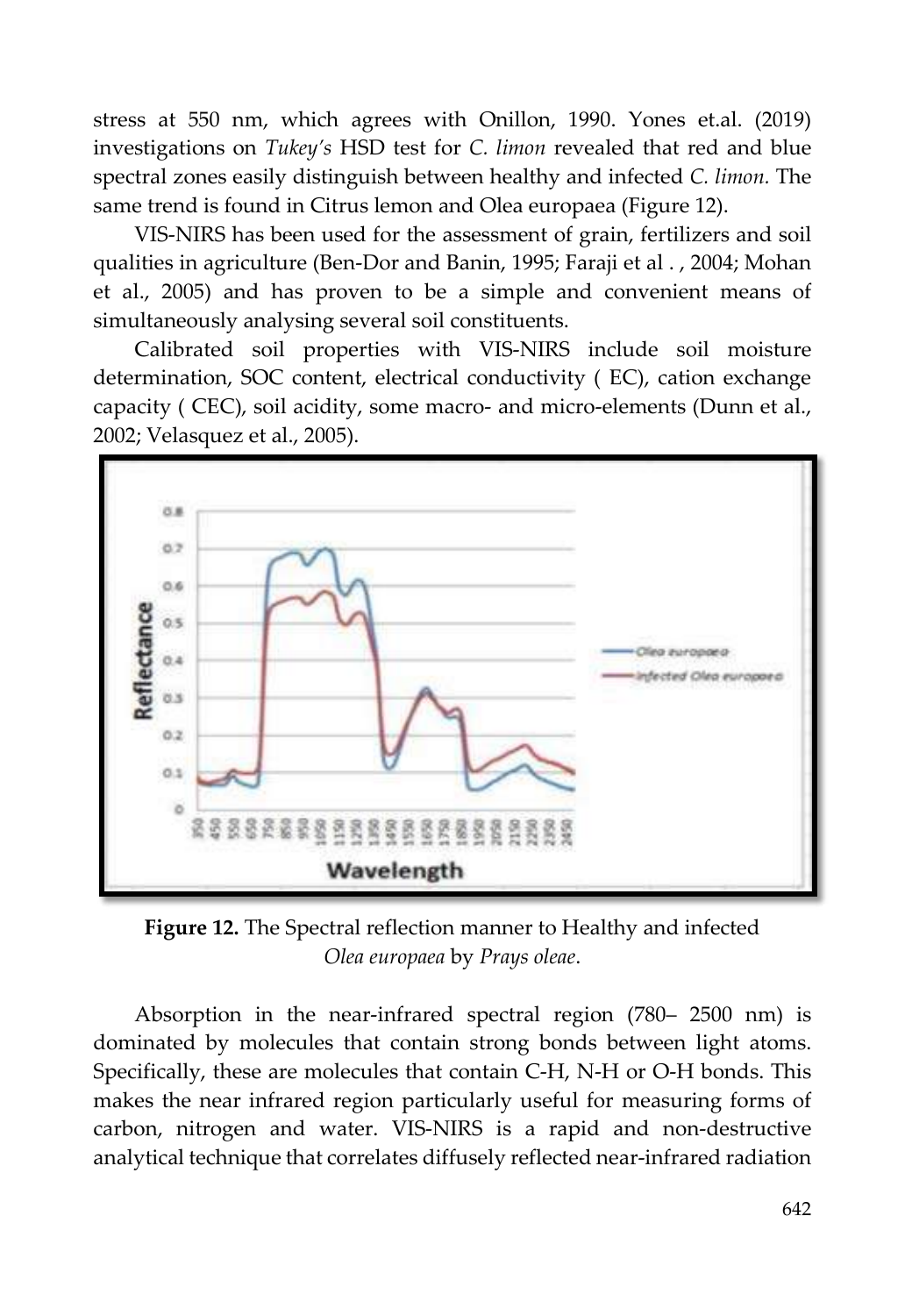stress at 550 nm, which agrees with Onillon, 1990. Yones et.al. (2019) investigations on *Tukey's* HSD test for *C. limon* revealed that red and blue spectral zones easily distinguish between healthy and infected *C. limon.* The same trend is found in Citrus lemon and Olea europaea (Figure 12).

VIS-NIRS has been used for the assessment of grain, fertilizers and soil qualities in agriculture (Ben-Dor and Banin, 1995; Faraji et al . , 2004; Mohan et al., 2005) and has proven to be a simple and convenient means of simultaneously analysing several soil constituents.

Calibrated soil properties with VIS-NIRS include soil moisture determination, SOC content, electrical conductivity ( EC), cation exchange capacity ( CEC), soil acidity, some macro- and micro-elements (Dunn et al., 2002; Velasquez et al., 2005).

**Figure 12.** The Spectral reflection manner to Healthy and infected *Olea europaea* by *Prays oleae*.

Absorption in the near-infrared spectral region (780– 2500 nm) is dominated by molecules that contain strong bonds between light atoms. Specifically, these are molecules that contain C-H, N-H or O-H bonds. This makes the near infrared region particularly useful for measuring forms of carbon, nitrogen and water. VIS-NIRS is a rapid and non-destructive analytical technique that correlates diffusely reflected near-infrared radiation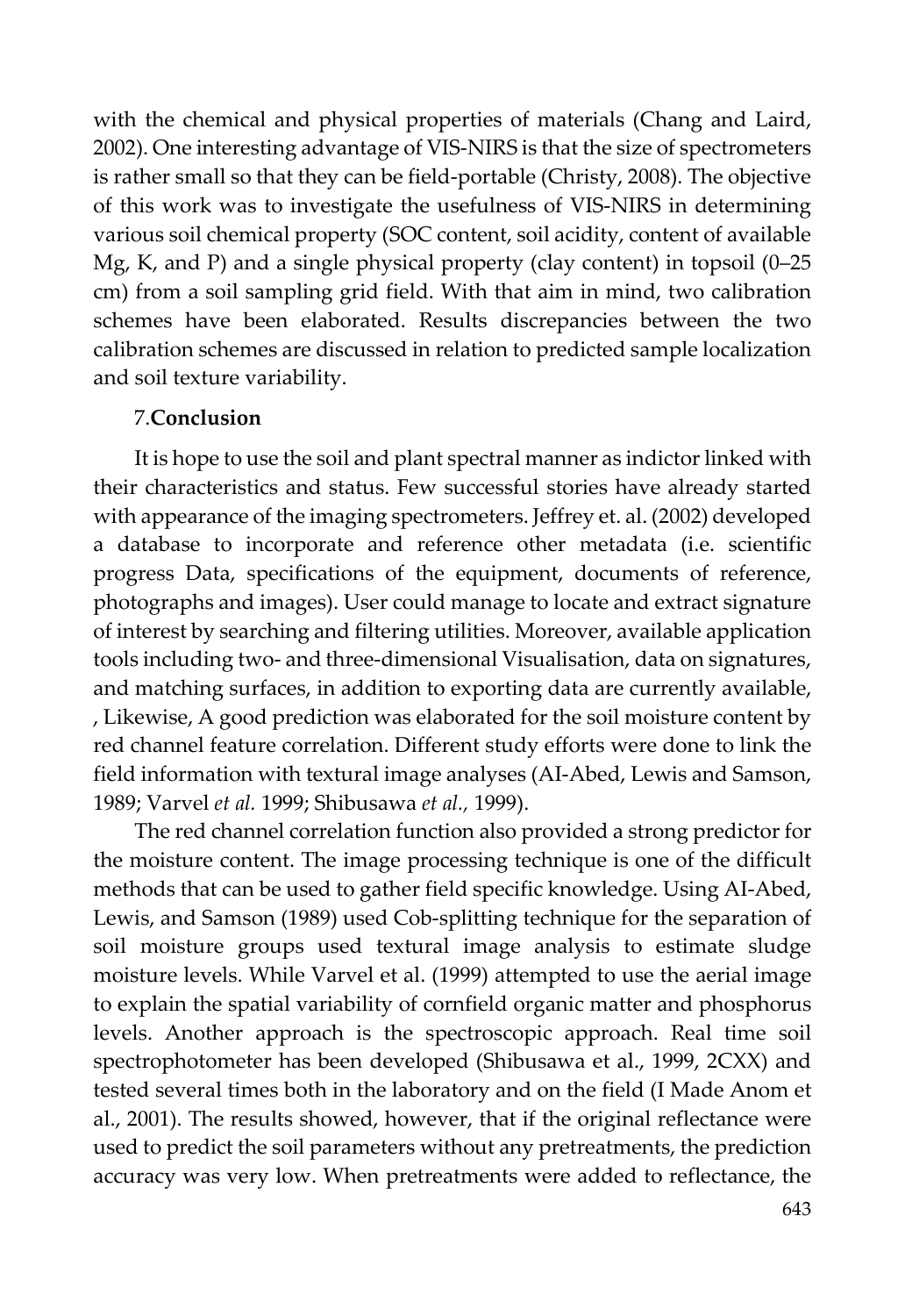with the chemical and physical properties of materials (Chang and Laird, 2002). One interesting advantage of VIS-NIRS is that the size of spectrometers is rather small so that they can be field-portable (Christy, 2008). The objective of this work was to investigate the usefulness of VIS-NIRS in determining various soil chemical property (SOC content, soil acidity, content of available Mg, K, and P) and a single physical property (clay content) in topsoil (0–25 cm) from a soil sampling grid field. With that aim in mind, two calibration schemes have been elaborated. Results discrepancies between the two calibration schemes are discussed in relation to predicted sample localization and soil texture variability.

## 7.**Conclusion**

It is hope to use the soil and plant spectral manner as indictor linked with their characteristics and status. Few successful stories have already started with appearance of the imaging spectrometers. Jeffrey et. al. (2002) developed a database to incorporate and reference other metadata (i.e. scientific progress Data, specifications of the equipment, documents of reference, photographs and images). User could manage to locate and extract signature of interest by searching and filtering utilities. Moreover, available application tools including two- and three-dimensional Visualisation, data on signatures, and matching surfaces, in addition to exporting data are currently available, , Likewise, A good prediction was elaborated for the soil moisture content by red channel feature correlation. Different study efforts were done to link the field information with textural image analyses (AI-Abed, Lewis and Samson, 1989; Varvel *et al.* 1999; Shibusawa *et al.,* 1999).

The red channel correlation function also provided a strong predictor for the moisture content. The image processing technique is one of the difficult methods that can be used to gather field specific knowledge. Using AI-Abed, Lewis, and Samson (1989) used Cob-splitting technique for the separation of soil moisture groups used textural image analysis to estimate sludge moisture levels. While Varvel et al. (1999) attempted to use the aerial image to explain the spatial variability of cornfield organic matter and phosphorus levels. Another approach is the spectroscopic approach. Real time soil spectrophotometer has been developed (Shibusawa et al., 1999, 2CXX) and tested several times both in the laboratory and on the field (I Made Anom et al., 2001). The results showed, however, that if the original reflectance were used to predict the soil parameters without any pretreatments, the prediction accuracy was very low. When pretreatments were added to reflectance, the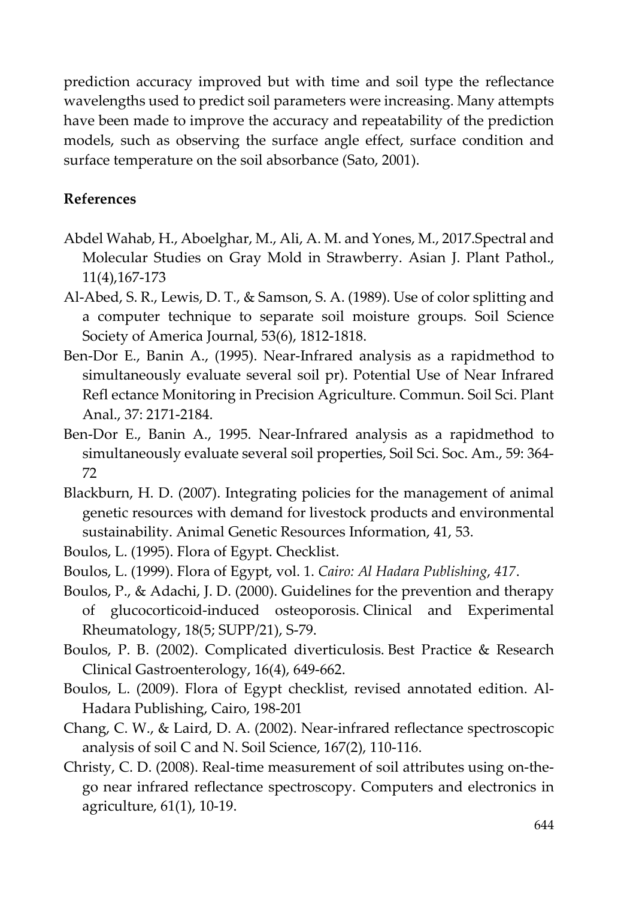prediction accuracy improved but with time and soil type the reflectance wavelengths used to predict soil parameters were increasing. Many attempts have been made to improve the accuracy and repeatability of the prediction models, such as observing the surface angle effect, surface condition and surface temperature on the soil absorbance (Sato, 2001).

**References**

Abdel Wahab, H., Aboelghar, M., Ali, A. M. and Yones, M., 2017.Spectral and Molecular Studies on Gray Mold in Strawberry. Asian J. Plant Pathol., 11(4),167-173

Al-Abed, S. R., Lewis, D. T., & Samson, S. A. (1989). Use of color splitting and a computer technique to separate soil moisture groups. Soil Science Society of America Journal, 53(6), 1812-1818.

Ben-Dor E., Banin A., (1995). Near-Infrared analysis as a rapidmethod to simultaneously evaluate several soil pr). Potential Use of Near Infrared Refl ectance Monitoring in Precision Agriculture. Commun. Soil Sci. Plant Anal., 37: 2171-2184.

Ben-Dor E., Banin A., 1995. Near-Infrared analysis as a rapidmethod to simultaneously evaluate several soil properties, Soil Sci. Soc. Am., 59: 364-72

Blackburn, H. D. (2007). Integrating policies for the management of animal genetic resources with demand for livestock products and environmental sustainability. Animal Genetic Resources Information, 41, 53.

Boulos, L. (1995). Flora of Egypt. Checklist.

Boulos, L. (1999). Flora of Egypt, vol. 1. *Cairo: Al Hadara Publishing*, *417*.

Boulos, P., & Adachi, J. D. (2000). Guidelines for the prevention and therapy of glucocorticoid-induced osteoporosis. Clinical and Experimental Rheumatology, 18(5; SUPP/21), S-79.

Boulos, P. B. (2002). Complicated diverticulosis. Best Practice & Research Clinical Gastroenterology, 16(4), 649-662.

Boulos, L. (2009). Flora of Egypt checklist, revised annotated edition. Al-Hadara Publishing, Cairo, 198-201

Chang, C. W., & Laird, D. A. (2002). Near-infrared reflectance spectroscopic analysis of soil C and N. Soil Science, 167(2), 110-116.

Christy, C. D. (2008). Real-time measurement of soil attributes using on-the-go near infrared reflectance spectroscopy. Computers and electronics in agriculture, 61(1), 10-19.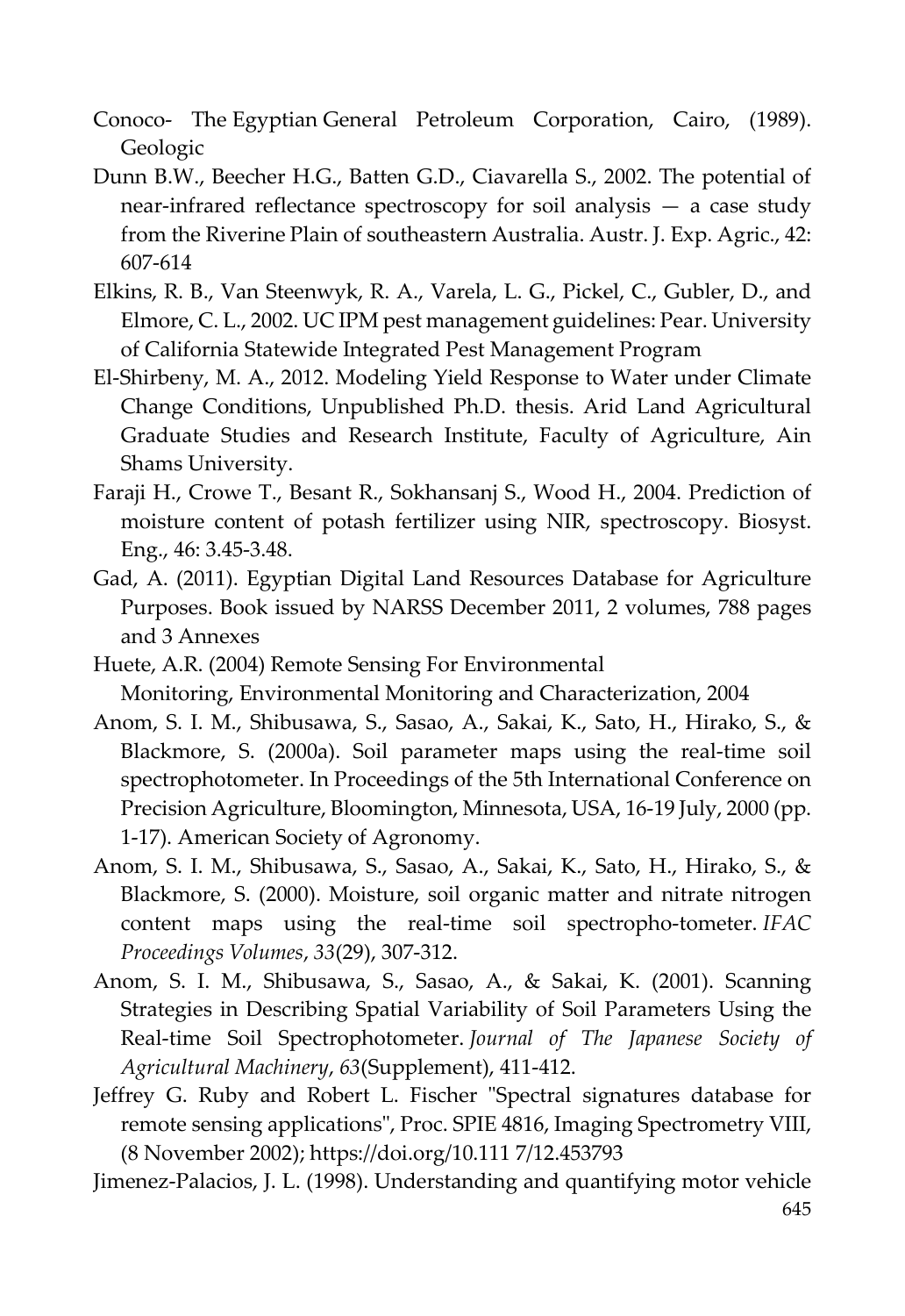Conoco- The Egyptian General Petroleum Corporation, Cairo, (1989). Geologic

Dunn B.W., Beecher H.G., Batten G.D., Ciavarella S., 2002. The potential of near-infrared reflectance spectroscopy for soil analysis — a case study from the Riverine Plain of southeastern Australia. Austr. J. Exp. Agric., 42: 607-614

Elkins, R. B., Van Steenwyk, R. A., Varela, L. G., Pickel, C., Gubler, D., and Elmore, C. L., 2002. UC IPM pest management guidelines: Pear. University of California Statewide Integrated Pest Management Program

El-Shirbeny, M. A., 2012. Modeling Yield Response to Water under Climate Change Conditions, Unpublished Ph.D. thesis. Arid Land Agricultural Graduate Studies and Research Institute, Faculty of Agriculture, Ain Shams University.

Faraji H., Crowe T., Besant R., Sokhansanj S., Wood H., 2004. Prediction of moisture content of potash fertilizer using NIR, spectroscopy. Biosyst. Eng., 46: 3.45-3.48.

Gad, A. (2011). Egyptian Digital Land Resources Database for Agriculture Purposes. Book issued by NARSS December 2011, 2 volumes, 788 pages and 3 Annexes

Huete, A.R. (2004) Remote Sensing For Environmental Monitoring, Environmental Monitoring and Characterization, 2004

Anom, S. I. M., Shibusawa, S., Sasao, A., Sakai, K., Sato, H., Hirako, S., & Blackmore, S. (2000a). Soil parameter maps using the real-time soil spectrophotometer. In Proceedings of the 5th International Conference on Precision Agriculture, Bloomington, Minnesota, USA, 16-19 July, 2000 (pp. 1-17). American Society of Agronomy.

Anom, S. I. M., Shibusawa, S., Sasao, A., Sakai, K., Sato, H., Hirako, S., & Blackmore, S. (2000). Moisture, soil organic matter and nitrate nitrogen content maps using the real-time soil spectropho-tometer. *IFAC Proceedings Volumes*, *33*(29), 307-312.

Anom, S. I. M., Shibusawa, S., Sasao, A., & Sakai, K. (2001). Scanning Strategies in Describing Spatial Variability of Soil Parameters Using the Real-time Soil Spectrophotometer. *Journal of The Japanese Society of Agricultural Machinery*, *63*(Supplement), 411-412.

Jeffrey G. Ruby and Robert L. Fischer "Spectral signatures database for remote sensing applications", Proc. SPIE 4816, Imaging Spectrometry VIII, (8 November 2002); https://doi.org/10.111 7/12.453793

Jimenez-Palacios, J. L. (1998). Understanding and quantifying motor vehicle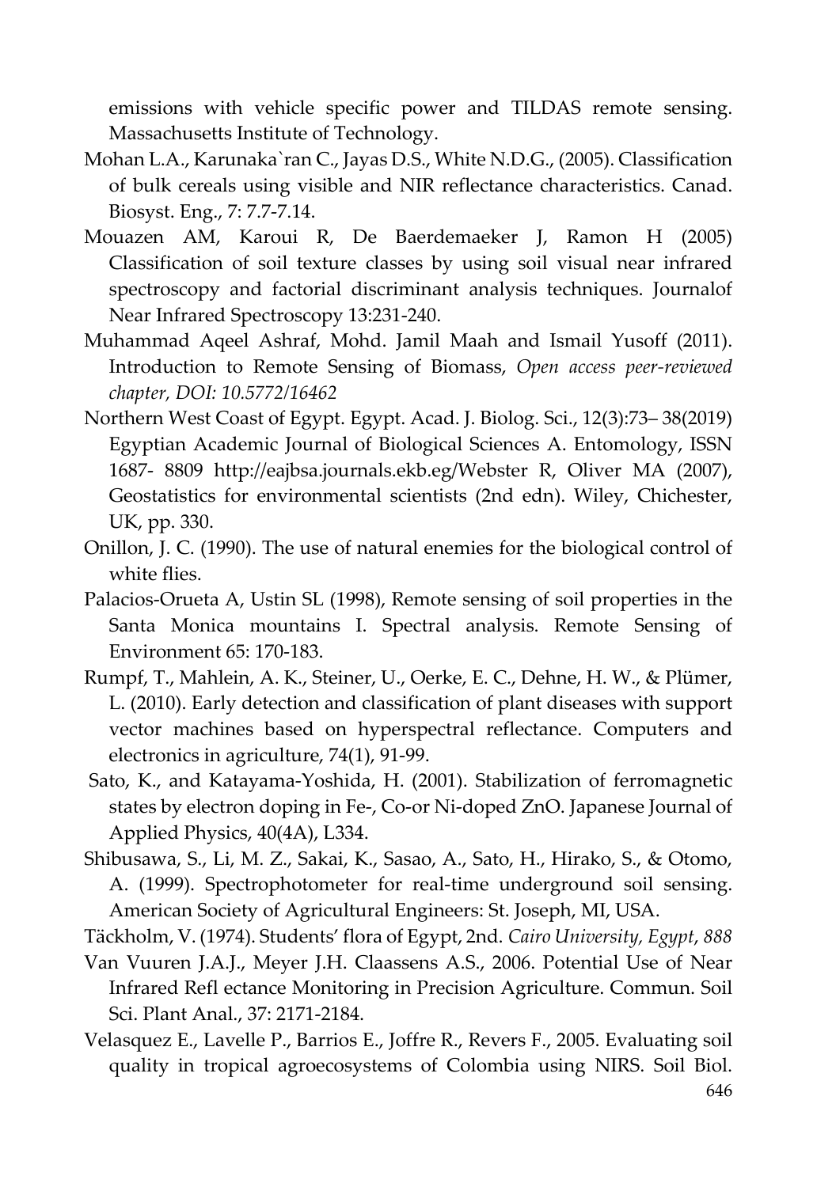emissions with vehicle specific power and TILDAS remote sensing. Massachusetts Institute of Technology.

Mohan L.A., Karunaka`ran C., Jayas D.S., White N.D.G., (2005). Classification of bulk cereals using visible and NIR reflectance characteristics. Canad. Biosyst. Eng., 7: 7.7-7.14.

Mouazen AM, Karoui R, De Baerdemaeker J, Ramon H (2005) Classification of soil texture classes by using soil visual near infrared spectroscopy and factorial discriminant analysis techniques. Journalof Near Infrared Spectroscopy 13:231-240.

Muhammad Aqeel Ashraf, Mohd. Jamil Maah and Ismail Yusoff (2011). Introduction to Remote Sensing of Biomass, *Open access peer-reviewed chapter, DOI: 10.5772/16462*

Northern West Coast of Egypt. Egypt. Acad. J. Biolog. Sci., 12(3):73– 38(2019) Egyptian Academic Journal of Biological Sciences A. Entomology, ISSN 1687- 8809 http://eajbsa.journals.ekb.eg/Webster R, Oliver MA (2007), Geostatistics for environmental scientists (2nd edn). Wiley, Chichester, UK, pp. 330.

Onillon, J. C. (1990). The use of natural enemies for the biological control of white flies.

Palacios-Orueta A, Ustin SL (1998), Remote sensing of soil properties in the Santa Monica mountains I. Spectral analysis. Remote Sensing of Environment 65: 170-183.

Rumpf, T., Mahlein, A. K., Steiner, U., Oerke, E. C., Dehne, H. W., & Plümer, L. (2010). Early detection and classification of plant diseases with support vector machines based on hyperspectral reflectance. Computers and electronics in agriculture, 74(1), 91-99.

Sato, K., and Katayama-Yoshida, H. (2001). Stabilization of ferromagnetic states by electron doping in Fe-, Co-or Ni-doped ZnO. Japanese Journal of Applied Physics, 40(4A), L334.

Shibusawa, S., Li, M. Z., Sakai, K., Sasao, A., Sato, H., Hirako, S., & Otomo, A. (1999). Spectrophotometer for real-time underground soil sensing. American Society of Agricultural Engineers: St. Joseph, MI, USA.

Täckholm, V. (1974). Students' flora of Egypt, 2nd. *Cairo University, Egypt*, *888*

Van Vuuren J.A.J., Meyer J.H. Claassens A.S., 2006. Potential Use of Near Infrared Refl ectance Monitoring in Precision Agriculture. Commun. Soil Sci. Plant Anal., 37: 2171-2184.

Velasquez E., Lavelle P., Barrios E., Joffre R., Revers F., 2005. Evaluating soil quality in tropical agroecosystems of Colombia using NIRS. Soil Biol.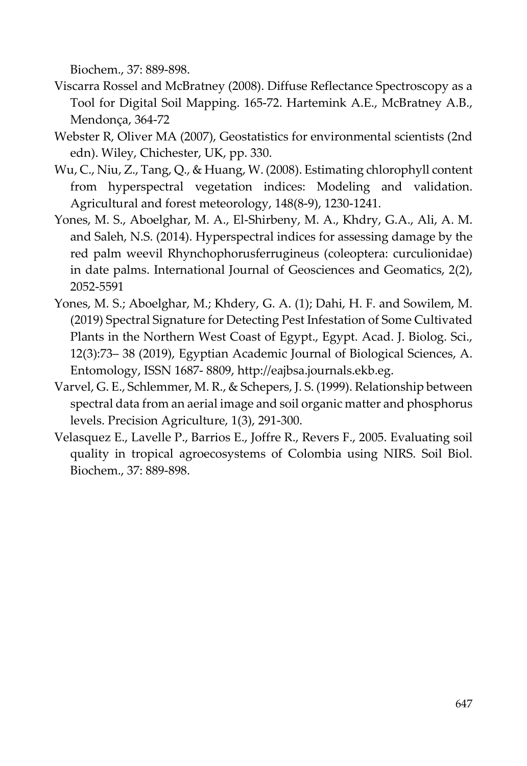Biochem., 37: 889-898.

Viscarra Rossel and McBratney (2008). Diffuse Reflectance Spectroscopy as a Tool for Digital Soil Mapping. 165-72. Hartemink A.E., McBratney A.B., Mendonça, 364-72

Webster R, Oliver MA (2007), Geostatistics for environmental scientists (2nd edn). Wiley, Chichester, UK, pp. 330.

Wu, C., Niu, Z., Tang, Q., & Huang, W. (2008). Estimating chlorophyll content from hyperspectral vegetation indices: Modeling and validation. Agricultural and forest meteorology, 148(8-9), 1230-1241.

Yones, M. S., Aboelghar, M. A., El-Shirbeny, M. A., Khdry, G.A., Ali, A. M. and Saleh, N.S. (2014). Hyperspectral indices for assessing damage by the red palm weevil Rhynchophorusferrugineus (coleoptera: curculionidae) in date palms. International Journal of Geosciences and Geomatics, 2(2), 2052-5591

Yones, M. S.; Aboelghar, M.; Khdery, G. A. (1); Dahi, H. F. and Sowilem, M. (2019) Spectral Signature for Detecting Pest Infestation of Some Cultivated Plants in the Northern West Coast of Egypt., Egypt. Acad. J. Biolog. Sci., 12(3):73– 38 (2019), Egyptian Academic Journal of Biological Sciences, A. Entomology, ISSN 1687- 8809, http://eajbsa.journals.ekb.eg.

Varvel, G. E., Schlemmer, M. R., & Schepers, J. S. (1999). Relationship between spectral data from an aerial image and soil organic matter and phosphorus levels. Precision Agriculture, 1(3), 291-300.

Velasquez E., Lavelle P., Barrios E., Joffre R., Revers F., 2005. Evaluating soil quality in tropical agroecosystems of Colombia using NIRS. Soil Biol. Biochem., 37: 889-898.